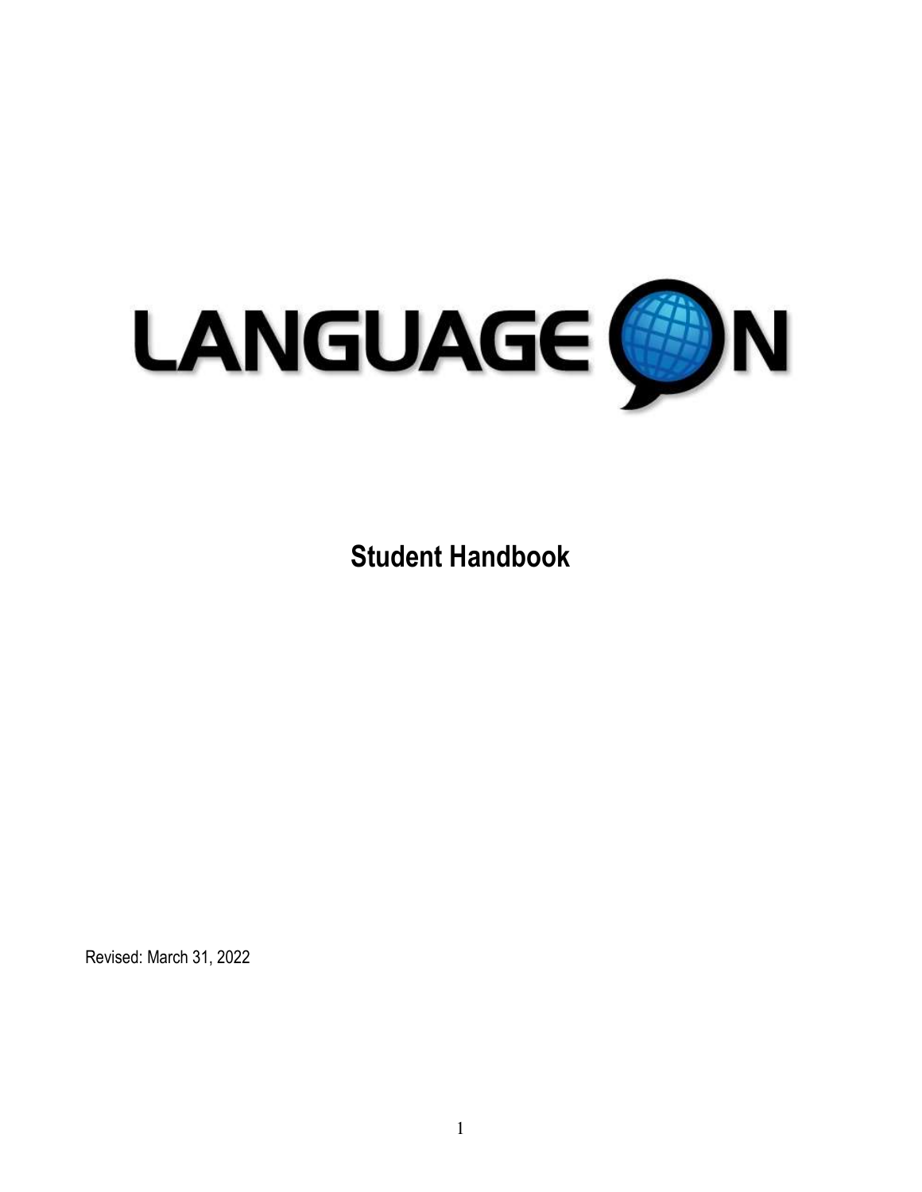LANGUAGE ON

# Student Handbook

Revised: March 31, 2022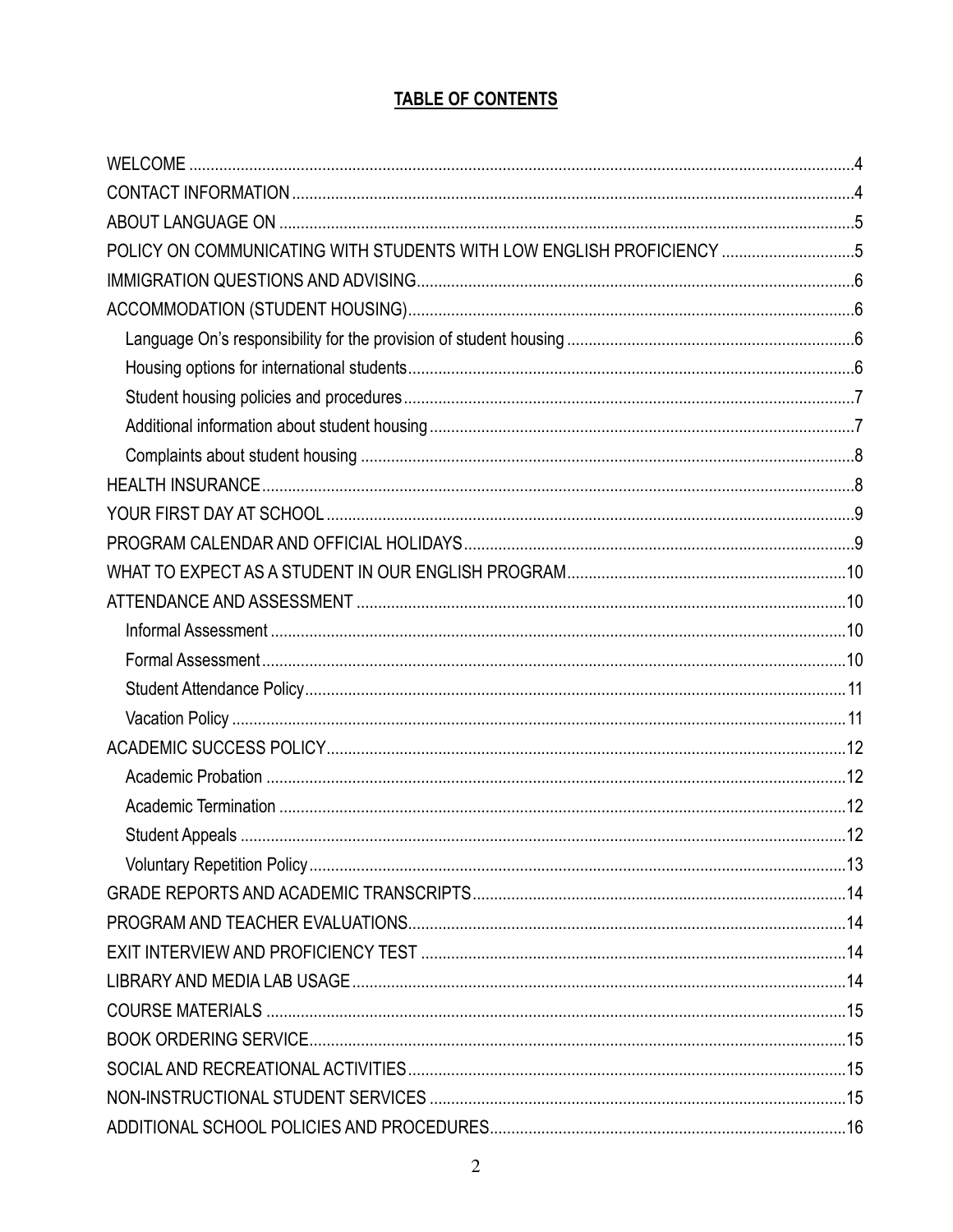## TABLE OF CONTENTS

- WELCOME ..... 4
- CONTACT INFORMATION ..... 4
- ABOUT LANGUAGE ON ..... 5
- POLICY ON COMMUNICATING WITH STUDENTS WITH LOW ENGLISH PROFICIENCY ..... 5
- IMMIGRATION QUESTIONS AND ADVISING ..... 6
- ACCOMMODATION (STUDENT HOUSING) ..... 6
  - Language On's responsibility for the provision of student housing ..... 6
  - Housing options for international students ..... 6
  - Student housing policies and procedures ..... 7
  - Additional information about student housing ..... 7
  - Complaints about student housing ..... 8
- HEALTH INSURANCE ..... 8
- YOUR FIRST DAY AT SCHOOL ..... 9
- PROGRAM CALENDAR AND OFFICIAL HOLIDAYS ..... 9
- WHAT TO EXPECT AS A STUDENT IN OUR ENGLISH PROGRAM ..... 10
- ATTENDANCE AND ASSESSMENT ..... 10
  - Informal Assessment ..... 10
  - Formal Assessment ..... 10
  - Student Attendance Policy ..... 11
  - Vacation Policy ..... 11
- ACADEMIC SUCCESS POLICY ..... 12
  - Academic Probation ..... 12
  - Academic Termination ..... 12
  - Student Appeals ..... 12
  - Voluntary Repetition Policy ..... 13
- GRADE REPORTS AND ACADEMIC TRANSCRIPTS ..... 14
- PROGRAM AND TEACHER EVALUATIONS ..... 14
- EXIT INTERVIEW AND PROFICIENCY TEST ..... 14
- LIBRARY AND MEDIA LAB USAGE ..... 14
- COURSE MATERIALS ..... 15
- BOOK ORDERING SERVICE ..... 15
- SOCIAL AND RECREATIONAL ACTIVITIES ..... 15
- NON-INSTRUCTIONAL STUDENT SERVICES ..... 15
- ADDITIONAL SCHOOL POLICIES AND PROCEDURES ..... 16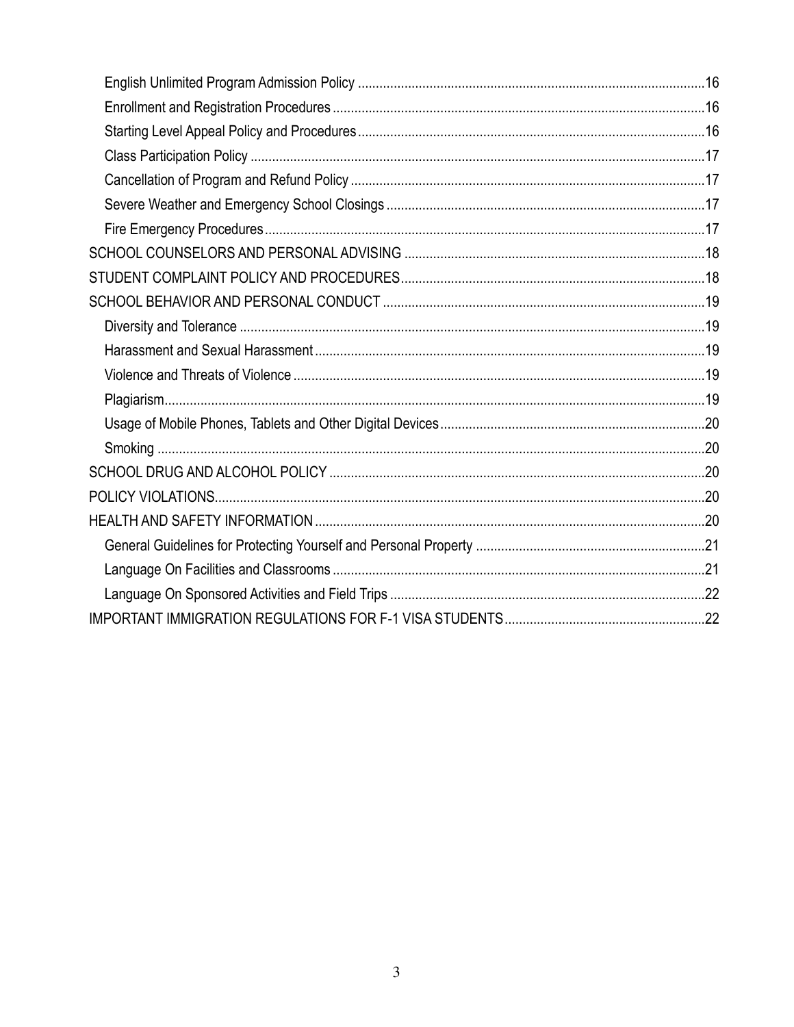- English Unlimited Program Admission Policy ....................................................................................... 16
- Enrollment and Registration Procedures ............................................................................................. 16
- Starting Level Appeal Policy and Procedures ....................................................................................... 16
- Class Participation Policy ..................................................................................................................... 17
- Cancellation of Program and Refund Policy ......................................................................................... 17
- Severe Weather and Emergency School Closings ............................................................................... 17
- Fire Emergency Procedures ................................................................................................................. 17

SCHOOL COUNSELORS AND PERSONAL ADVISING ......................................................................... 18

STUDENT COMPLAINT POLICY AND PROCEDURES ........................................................................ 18

SCHOOL BEHAVIOR AND PERSONAL CONDUCT ............................................................................. 19

- Diversity and Tolerance ....................................................................................................................... 19
- Harassment and Sexual Harassment ................................................................................................... 19
- Violence and Threats of Violence ......................................................................................................... 19
- Plagiarism ............................................................................................................................................ 19
- Usage of Mobile Phones, Tablets and Other Digital Devices ............................................................... 20
- Smoking ............................................................................................................................................... 20

SCHOOL DRUG AND ALCOHOL POLICY ............................................................................................ 20

POLICY VIOLATIONS ............................................................................................................................ 20

HEALTH AND SAFETY INFORMATION ................................................................................................ 20

- General Guidelines for Protecting Yourself and Personal Property ..................................................... 21
- Language On Facilities and Classrooms .............................................................................................. 21
- Language On Sponsored Activities and Field Trips .............................................................................. 22

IMPORTANT IMMIGRATION REGULATIONS FOR F-1 VISA STUDENTS ........................................... 22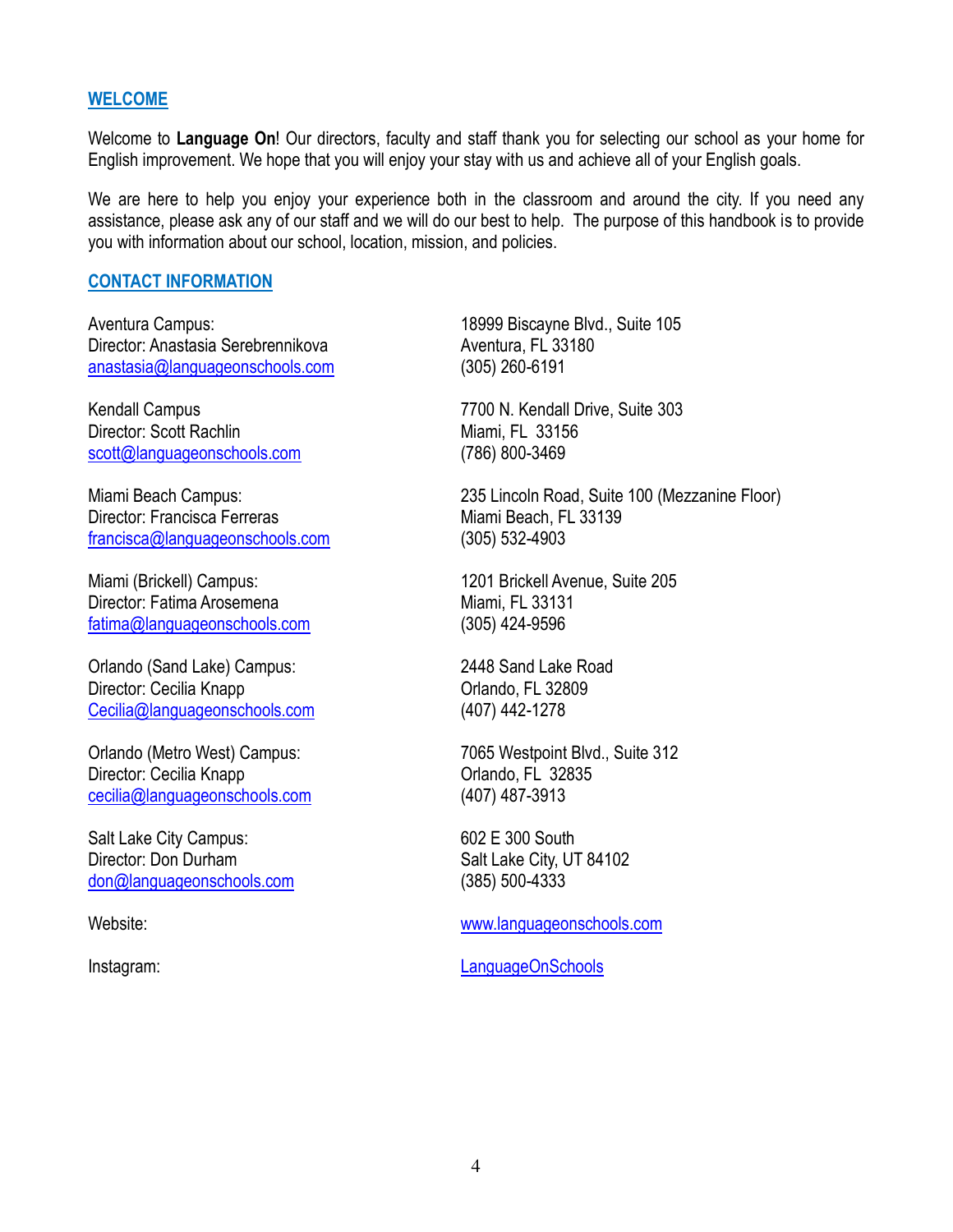## WELCOME

Welcome to **Language On**! Our directors, faculty and staff thank you for selecting our school as your home for English improvement. We hope that you will enjoy your stay with us and achieve all of your English goals.

We are here to help you enjoy your experience both in the classroom and around the city. If you need any assistance, please ask any of our staff and we will do our best to help. The purpose of this handbook is to provide you with information about our school, location, mission, and policies.

## CONTACT INFORMATION

Aventura Campus:
Director: Anastasia Serebrennikova
anastasia@languageonschools.com
18999 Biscayne Blvd., Suite 105
Aventura, FL 33180
(305) 260-6191

Kendall Campus
Director: Scott Rachlin
scott@languageonschools.com
7700 N. Kendall Drive, Suite 303
Miami, FL 33156
(786) 800-3469

Miami Beach Campus:
Director: Francisca Ferreras
francisca@languageonschools.com
235 Lincoln Road, Suite 100 (Mezzanine Floor)
Miami Beach, FL 33139
(305) 532-4903

Miami (Brickell) Campus:
Director: Fatima Arosemena
fatima@languageonschools.com
1201 Brickell Avenue, Suite 205
Miami, FL 33131
(305) 424-9596

Orlando (Sand Lake) Campus:
Director: Cecilia Knapp
Cecilia@languageonschools.com
2448 Sand Lake Road
Orlando, FL 32809
(407) 442-1278

Orlando (Metro West) Campus:
Director: Cecilia Knapp
cecilia@languageonschools.com
7065 Westpoint Blvd., Suite 312
Orlando, FL 32835
(407) 487-3913

Salt Lake City Campus:
Director: Don Durham
don@languageonschools.com
602 E 300 South
Salt Lake City, UT 84102
(385) 500-4333

Website: www.languageonschools.com

Instagram: LanguageOnSchools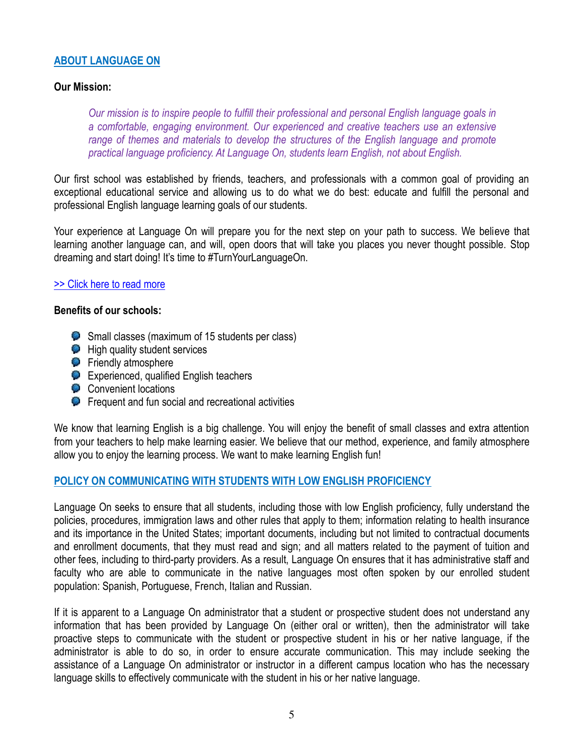## ABOUT LANGUAGE ON

**Our Mission:**

> *Our mission is to inspire people to fulfill their professional and personal English language goals in a comfortable, engaging environment. Our experienced and creative teachers use an extensive range of themes and materials to develop the structures of the English language and promote practical language proficiency. At Language On, students learn English, not about English.*

Our first school was established by friends, teachers, and professionals with a common goal of providing an exceptional educational service and allowing us to do what we do best: educate and fulfill the personal and professional English language learning goals of our students.

Your experience at Language On will prepare you for the next step on your path to success. We believe that learning another language can, and will, open doors that will take you places you never thought possible. Stop dreaming and start doing! It's time to #TurnYourLanguageOn.

>> Click here to read more

**Benefits of our schools:**

- Small classes (maximum of 15 students per class)
- High quality student services
- Friendly atmosphere
- Experienced, qualified English teachers
- Convenient locations
- Frequent and fun social and recreational activities

We know that learning English is a big challenge. You will enjoy the benefit of small classes and extra attention from your teachers to help make learning easier. We believe that our method, experience, and family atmosphere allow you to enjoy the learning process. We want to make learning English fun!

## POLICY ON COMMUNICATING WITH STUDENTS WITH LOW ENGLISH PROFICIENCY

Language On seeks to ensure that all students, including those with low English proficiency, fully understand the policies, procedures, immigration laws and other rules that apply to them; information relating to health insurance and its importance in the United States; important documents, including but not limited to contractual documents and enrollment documents, that they must read and sign; and all matters related to the payment of tuition and other fees, including to third-party providers. As a result, Language On ensures that it has administrative staff and faculty who are able to communicate in the native languages most often spoken by our enrolled student population: Spanish, Portuguese, French, Italian and Russian.

If it is apparent to a Language On administrator that a student or prospective student does not understand any information that has been provided by Language On (either oral or written), then the administrator will take proactive steps to communicate with the student or prospective student in his or her native language, if the administrator is able to do so, in order to ensure accurate communication. This may include seeking the assistance of a Language On administrator or instructor in a different campus location who has the necessary language skills to effectively communicate with the student in his or her native language.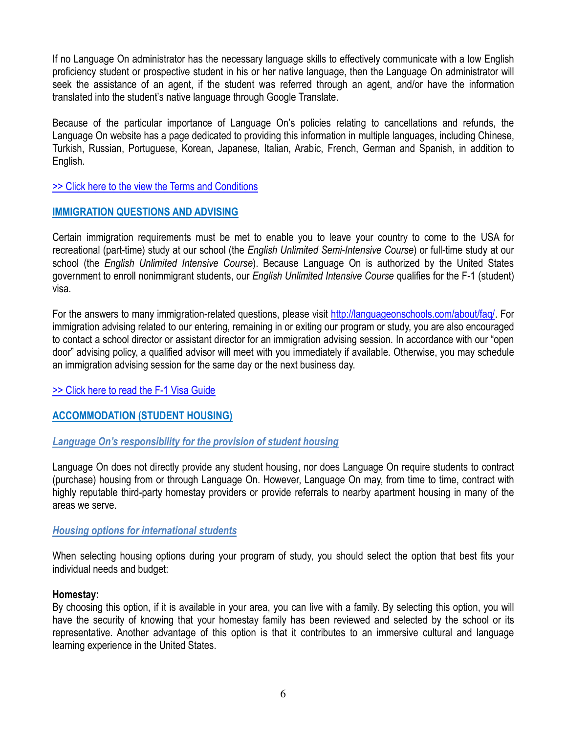If no Language On administrator has the necessary language skills to effectively communicate with a low English proficiency student or prospective student in his or her native language, then the Language On administrator will seek the assistance of an agent, if the student was referred through an agent, and/or have the information translated into the student's native language through Google Translate.

Because of the particular importance of Language On's policies relating to cancellations and refunds, the Language On website has a page dedicated to providing this information in multiple languages, including Chinese, Turkish, Russian, Portuguese, Korean, Japanese, Italian, Arabic, French, German and Spanish, in addition to English.

[>> Click here to the view the Terms and Conditions]

## IMMIGRATION QUESTIONS AND ADVISING

Certain immigration requirements must be met to enable you to leave your country to come to the USA for recreational (part-time) study at our school (the *English Unlimited Semi-Intensive Course*) or full-time study at our school (the *English Unlimited Intensive Course*). Because Language On is authorized by the United States government to enroll nonimmigrant students, our *English Unlimited Intensive Course* qualifies for the F-1 (student) visa.

For the answers to many immigration-related questions, please visit http://languageonschools.com/about/faq/. For immigration advising related to our entering, remaining in or exiting our program or study, you are also encouraged to contact a school director or assistant director for an immigration advising session. In accordance with our "open door" advising policy, a qualified advisor will meet with you immediately if available. Otherwise, you may schedule an immigration advising session for the same day or the next business day.

[>> Click here to read the F-1 Visa Guide]

## ACCOMMODATION (STUDENT HOUSING)

### *Language On's responsibility for the provision of student housing*

Language On does not directly provide any student housing, nor does Language On require students to contract (purchase) housing from or through Language On. However, Language On may, from time to time, contract with highly reputable third-party homestay providers or provide referrals to nearby apartment housing in many of the areas we serve.

### *Housing options for international students*

When selecting housing options during your program of study, you should select the option that best fits your individual needs and budget:

**Homestay:**
By choosing this option, if it is available in your area, you can live with a family. By selecting this option, you will have the security of knowing that your homestay family has been reviewed and selected by the school or its representative. Another advantage of this option is that it contributes to an immersive cultural and language learning experience in the United States.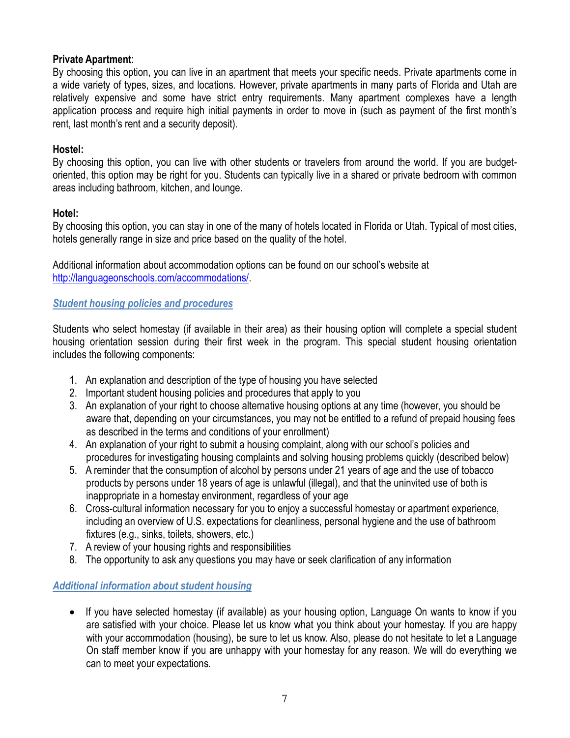**Private Apartment**:
By choosing this option, you can live in an apartment that meets your specific needs. Private apartments come in a wide variety of types, sizes, and locations. However, private apartments in many parts of Florida and Utah are relatively expensive and some have strict entry requirements. Many apartment complexes have a length application process and require high initial payments in order to move in (such as payment of the first month's rent, last month's rent and a security deposit).

**Hostel:**
By choosing this option, you can live with other students or travelers from around the world. If you are budget-oriented, this option may be right for you. Students can typically live in a shared or private bedroom with common areas including bathroom, kitchen, and lounge.

**Hotel:**
By choosing this option, you can stay in one of the many of hotels located in Florida or Utah. Typical of most cities, hotels generally range in size and price based on the quality of the hotel.

Additional information about accommodation options can be found on our school's website at [http://languageonschools.com/accommodations/](http://languageonschools.com/accommodations/).

***Student housing policies and procedures***

Students who select homestay (if available in their area) as their housing option will complete a special student housing orientation session during their first week in the program. This special student housing orientation includes the following components:

1. An explanation and description of the type of housing you have selected
2. Important student housing policies and procedures that apply to you
3. An explanation of your right to choose alternative housing options at any time (however, you should be aware that, depending on your circumstances, you may not be entitled to a refund of prepaid housing fees as described in the terms and conditions of your enrollment)
4. An explanation of your right to submit a housing complaint, along with our school's policies and procedures for investigating housing complaints and solving housing problems quickly (described below)
5. A reminder that the consumption of alcohol by persons under 21 years of age and the use of tobacco products by persons under 18 years of age is unlawful (illegal), and that the uninvited use of both is inappropriate in a homestay environment, regardless of your age
6. Cross-cultural information necessary for you to enjoy a successful homestay or apartment experience, including an overview of U.S. expectations for cleanliness, personal hygiene and the use of bathroom fixtures (e.g., sinks, toilets, showers, etc.)
7. A review of your housing rights and responsibilities
8. The opportunity to ask any questions you may have or seek clarification of any information

***Additional information about student housing***

- If you have selected homestay (if available) as your housing option, Language On wants to know if you are satisfied with your choice. Please let us know what you think about your homestay. If you are happy with your accommodation (housing), be sure to let us know. Also, please do not hesitate to let a Language On staff member know if you are unhappy with your homestay for any reason. We will do everything we can to meet your expectations.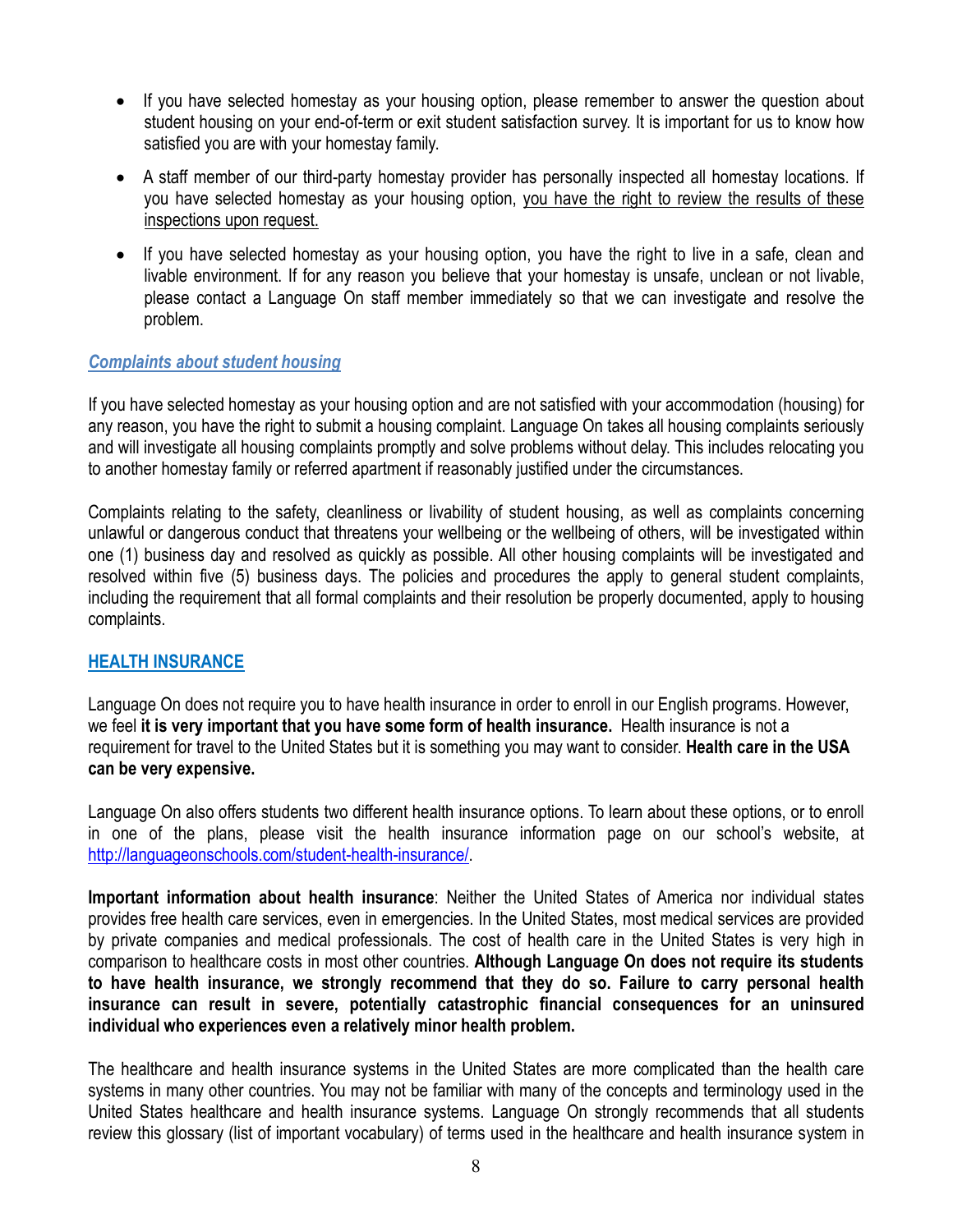- If you have selected homestay as your housing option, please remember to answer the question about student housing on your end-of-term or exit student satisfaction survey. It is important for us to know how satisfied you are with your homestay family.
- A staff member of our third-party homestay provider has personally inspected all homestay locations. If you have selected homestay as your housing option, you have the right to review the results of these inspections upon request.
- If you have selected homestay as your housing option, you have the right to live in a safe, clean and livable environment. If for any reason you believe that your homestay is unsafe, unclean or not livable, please contact a Language On staff member immediately so that we can investigate and resolve the problem.

### *Complaints about student housing*

If you have selected homestay as your housing option and are not satisfied with your accommodation (housing) for any reason, you have the right to submit a housing complaint. Language On takes all housing complaints seriously and will investigate all housing complaints promptly and solve problems without delay. This includes relocating you to another homestay family or referred apartment if reasonably justified under the circumstances.

Complaints relating to the safety, cleanliness or livability of student housing, as well as complaints concerning unlawful or dangerous conduct that threatens your wellbeing or the wellbeing of others, will be investigated within one (1) business day and resolved as quickly as possible. All other housing complaints will be investigated and resolved within five (5) business days. The policies and procedures the apply to general student complaints, including the requirement that all formal complaints and their resolution be properly documented, apply to housing complaints.

## HEALTH INSURANCE

Language On does not require you to have health insurance in order to enroll in our English programs. However, we feel **it is very important that you have some form of health insurance.** Health insurance is not a requirement for travel to the United States but it is something you may want to consider. **Health care in the USA can be very expensive.**

Language On also offers students two different health insurance options. To learn about these options, or to enroll in one of the plans, please visit the health insurance information page on our school's website, at http://languageonschools.com/student-health-insurance/.

**Important information about health insurance**: Neither the United States of America nor individual states provides free health care services, even in emergencies. In the United States, most medical services are provided by private companies and medical professionals. The cost of health care in the United States is very high in comparison to healthcare costs in most other countries. **Although Language On does not require its students to have health insurance, we strongly recommend that they do so. Failure to carry personal health insurance can result in severe, potentially catastrophic financial consequences for an uninsured individual who experiences even a relatively minor health problem.**

The healthcare and health insurance systems in the United States are more complicated than the health care systems in many other countries. You may not be familiar with many of the concepts and terminology used in the United States healthcare and health insurance systems. Language On strongly recommends that all students review this glossary (list of important vocabulary) of terms used in the healthcare and health insurance system in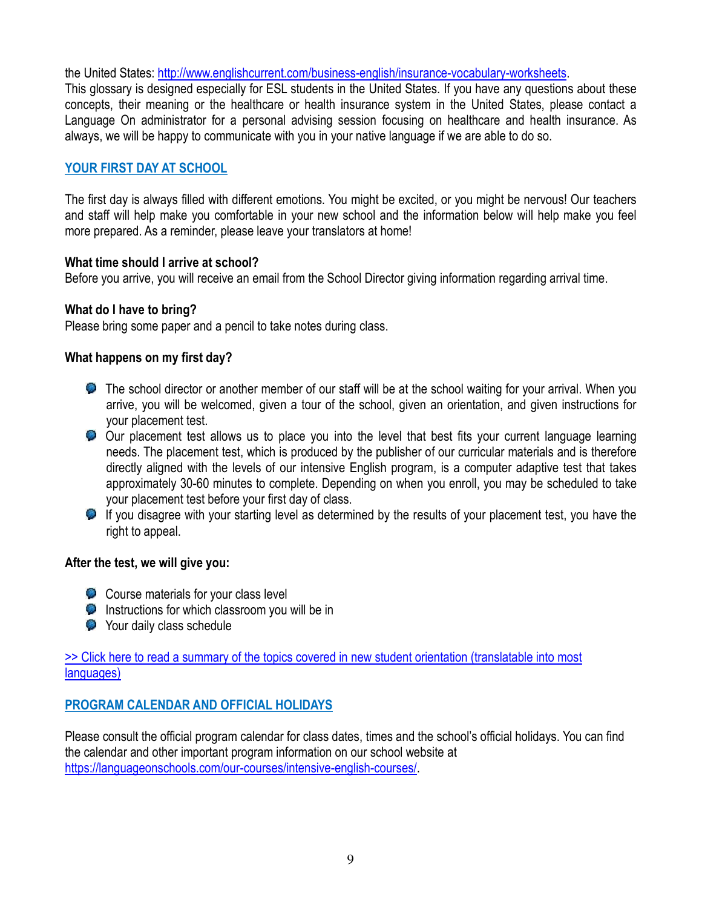the United States: [http://www.englishcurrent.com/business-english/insurance-vocabulary-worksheets](http://www.englishcurrent.com/business-english/insurance-vocabulary-worksheets).
This glossary is designed especially for ESL students in the United States. If you have any questions about these concepts, their meaning or the healthcare or health insurance system in the United States, please contact a Language On administrator for a personal advising session focusing on healthcare and health insurance. As always, we will be happy to communicate with you in your native language if we are able to do so.

## YOUR FIRST DAY AT SCHOOL

The first day is always filled with different emotions. You might be excited, or you might be nervous! Our teachers and staff will help make you comfortable in your new school and the information below will help make you feel more prepared. As a reminder, please leave your translators at home!

**What time should I arrive at school?**
Before you arrive, you will receive an email from the School Director giving information regarding arrival time.

**What do I have to bring?**
Please bring some paper and a pencil to take notes during class.

**What happens on my first day?**

- The school director or another member of our staff will be at the school waiting for your arrival. When you arrive, you will be welcomed, given a tour of the school, given an orientation, and given instructions for your placement test.
- Our placement test allows us to place you into the level that best fits your current language learning needs. The placement test, which is produced by the publisher of our curricular materials and is therefore directly aligned with the levels of our intensive English program, is a computer adaptive test that takes approximately 30-60 minutes to complete. Depending on when you enroll, you may be scheduled to take your placement test before your first day of class.
- If you disagree with your starting level as determined by the results of your placement test, you have the right to appeal.

**After the test, we will give you:**

- Course materials for your class level
- Instructions for which classroom you will be in
- Your daily class schedule

>> Click here to read a summary of the topics covered in new student orientation (translatable into most languages)

## PROGRAM CALENDAR AND OFFICIAL HOLIDAYS

Please consult the official program calendar for class dates, times and the school's official holidays. You can find the calendar and other important program information on our school website at [https://languageonschools.com/our-courses/intensive-english-courses/](https://languageonschools.com/our-courses/intensive-english-courses/).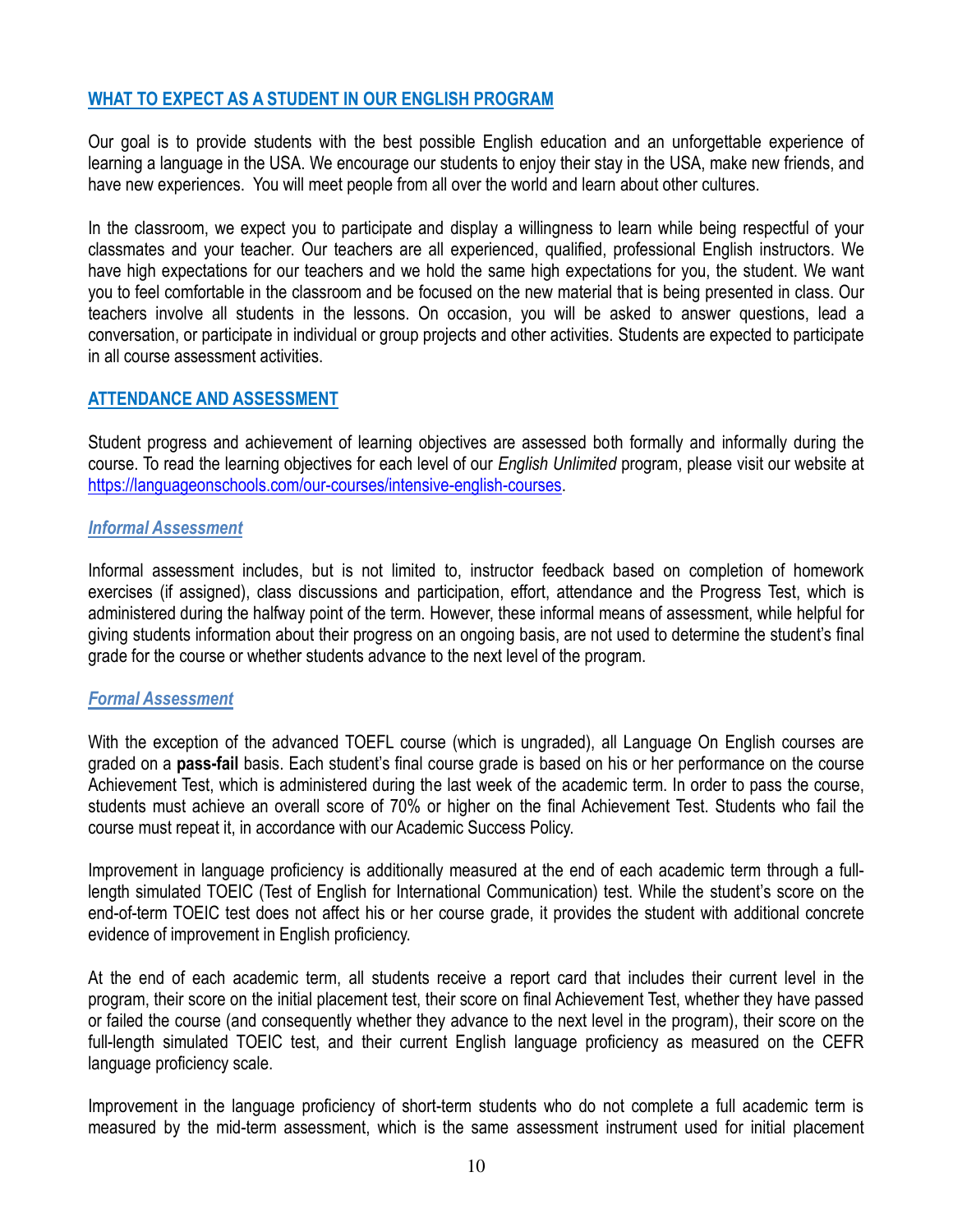## WHAT TO EXPECT AS A STUDENT IN OUR ENGLISH PROGRAM

Our goal is to provide students with the best possible English education and an unforgettable experience of learning a language in the USA. We encourage our students to enjoy their stay in the USA, make new friends, and have new experiences. You will meet people from all over the world and learn about other cultures.

In the classroom, we expect you to participate and display a willingness to learn while being respectful of your classmates and your teacher. Our teachers are all experienced, qualified, professional English instructors. We have high expectations for our teachers and we hold the same high expectations for you, the student. We want you to feel comfortable in the classroom and be focused on the new material that is being presented in class. Our teachers involve all students in the lessons. On occasion, you will be asked to answer questions, lead a conversation, or participate in individual or group projects and other activities. Students are expected to participate in all course assessment activities.

## ATTENDANCE AND ASSESSMENT

Student progress and achievement of learning objectives are assessed both formally and informally during the course. To read the learning objectives for each level of our *English Unlimited* program, please visit our website at [https://languageonschools.com/our-courses/intensive-english-courses](https://languageonschools.com/our-courses/intensive-english-courses).

### *Informal Assessment*

Informal assessment includes, but is not limited to, instructor feedback based on completion of homework exercises (if assigned), class discussions and participation, effort, attendance and the Progress Test, which is administered during the halfway point of the term. However, these informal means of assessment, while helpful for giving students information about their progress on an ongoing basis, are not used to determine the student's final grade for the course or whether students advance to the next level of the program.

### *Formal Assessment*

With the exception of the advanced TOEFL course (which is ungraded), all Language On English courses are graded on a **pass-fail** basis. Each student's final course grade is based on his or her performance on the course Achievement Test, which is administered during the last week of the academic term. In order to pass the course, students must achieve an overall score of 70% or higher on the final Achievement Test. Students who fail the course must repeat it, in accordance with our Academic Success Policy.

Improvement in language proficiency is additionally measured at the end of each academic term through a full-length simulated TOEIC (Test of English for International Communication) test. While the student's score on the end-of-term TOEIC test does not affect his or her course grade, it provides the student with additional concrete evidence of improvement in English proficiency.

At the end of each academic term, all students receive a report card that includes their current level in the program, their score on the initial placement test, their score on final Achievement Test, whether they have passed or failed the course (and consequently whether they advance to the next level in the program), their score on the full-length simulated TOEIC test, and their current English language proficiency as measured on the CEFR language proficiency scale.

Improvement in the language proficiency of short-term students who do not complete a full academic term is measured by the mid-term assessment, which is the same assessment instrument used for initial placement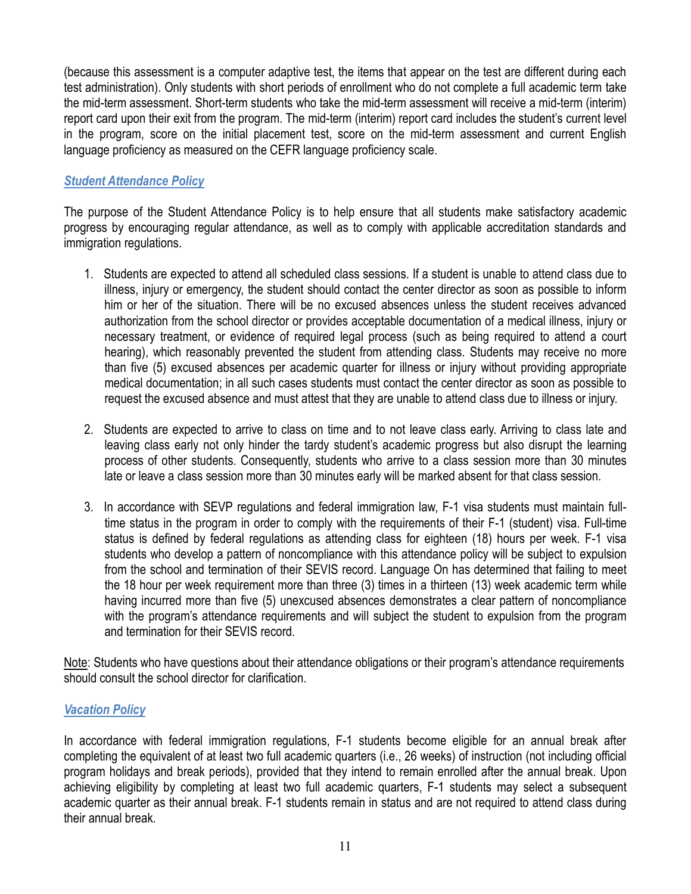(because this assessment is a computer adaptive test, the items that appear on the test are different during each test administration). Only students with short periods of enrollment who do not complete a full academic term take the mid-term assessment. Short-term students who take the mid-term assessment will receive a mid-term (interim) report card upon their exit from the program. The mid-term (interim) report card includes the student's current level in the program, score on the initial placement test, score on the mid-term assessment and current English language proficiency as measured on the CEFR language proficiency scale.

## ***Student Attendance Policy***

The purpose of the Student Attendance Policy is to help ensure that all students make satisfactory academic progress by encouraging regular attendance, as well as to comply with applicable accreditation standards and immigration regulations.

1. Students are expected to attend all scheduled class sessions. If a student is unable to attend class due to illness, injury or emergency, the student should contact the center director as soon as possible to inform him or her of the situation. There will be no excused absences unless the student receives advanced authorization from the school director or provides acceptable documentation of a medical illness, injury or necessary treatment, or evidence of required legal process (such as being required to attend a court hearing), which reasonably prevented the student from attending class. Students may receive no more than five (5) excused absences per academic quarter for illness or injury without providing appropriate medical documentation; in all such cases students must contact the center director as soon as possible to request the excused absence and must attest that they are unable to attend class due to illness or injury.

2. Students are expected to arrive to class on time and to not leave class early. Arriving to class late and leaving class early not only hinder the tardy student's academic progress but also disrupt the learning process of other students. Consequently, students who arrive to a class session more than 30 minutes late or leave a class session more than 30 minutes early will be marked absent for that class session.

3. In accordance with SEVP regulations and federal immigration law, F-1 visa students must maintain full-time status in the program in order to comply with the requirements of their F-1 (student) visa. Full-time status is defined by federal regulations as attending class for eighteen (18) hours per week. F-1 visa students who develop a pattern of noncompliance with this attendance policy will be subject to expulsion from the school and termination of their SEVIS record. Language On has determined that failing to meet the 18 hour per week requirement more than three (3) times in a thirteen (13) week academic term while having incurred more than five (5) unexcused absences demonstrates a clear pattern of noncompliance with the program's attendance requirements and will subject the student to expulsion from the program and termination for their SEVIS record.

Note: Students who have questions about their attendance obligations or their program's attendance requirements should consult the school director for clarification.

## ***Vacation Policy***

In accordance with federal immigration regulations, F-1 students become eligible for an annual break after completing the equivalent of at least two full academic quarters (i.e., 26 weeks) of instruction (not including official program holidays and break periods), provided that they intend to remain enrolled after the annual break. Upon achieving eligibility by completing at least two full academic quarters, F-1 students may select a subsequent academic quarter as their annual break. F-1 students remain in status and are not required to attend class during their annual break.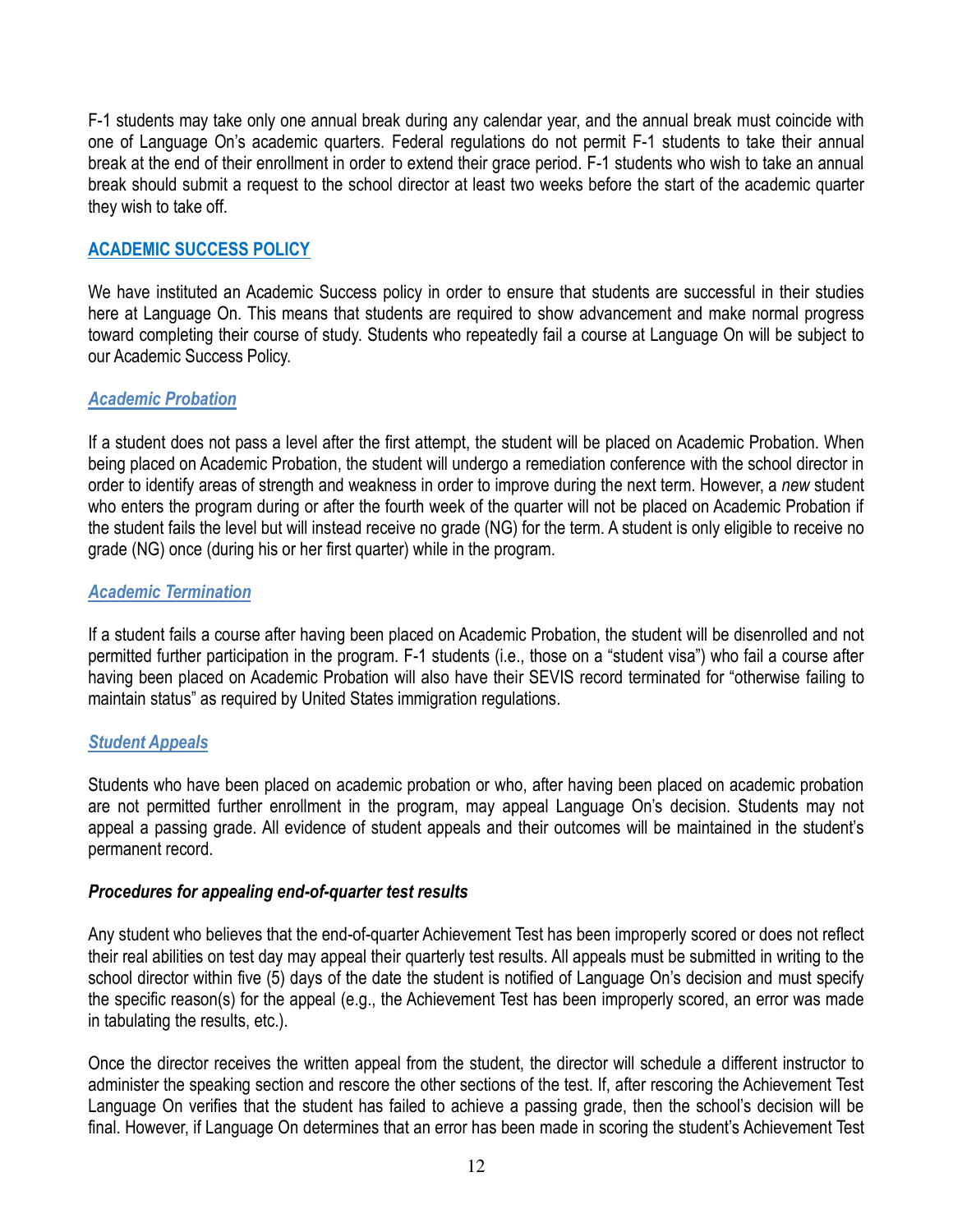F-1 students may take only one annual break during any calendar year, and the annual break must coincide with one of Language On's academic quarters. Federal regulations do not permit F-1 students to take their annual break at the end of their enrollment in order to extend their grace period. F-1 students who wish to take an annual break should submit a request to the school director at least two weeks before the start of the academic quarter they wish to take off.

## ACADEMIC SUCCESS POLICY

We have instituted an Academic Success policy in order to ensure that students are successful in their studies here at Language On. This means that students are required to show advancement and make normal progress toward completing their course of study. Students who repeatedly fail a course at Language On will be subject to our Academic Success Policy.

### *Academic Probation*

If a student does not pass a level after the first attempt, the student will be placed on Academic Probation. When being placed on Academic Probation, the student will undergo a remediation conference with the school director in order to identify areas of strength and weakness in order to improve during the next term. However, a *new* student who enters the program during or after the fourth week of the quarter will not be placed on Academic Probation if the student fails the level but will instead receive no grade (NG) for the term. A student is only eligible to receive no grade (NG) once (during his or her first quarter) while in the program.

### *Academic Termination*

If a student fails a course after having been placed on Academic Probation, the student will be disenrolled and not permitted further participation in the program. F-1 students (i.e., those on a "student visa") who fail a course after having been placed on Academic Probation will also have their SEVIS record terminated for "otherwise failing to maintain status" as required by United States immigration regulations.

### *Student Appeals*

Students who have been placed on academic probation or who, after having been placed on academic probation are not permitted further enrollment in the program, may appeal Language On's decision. Students may not appeal a passing grade. All evidence of student appeals and their outcomes will be maintained in the student's permanent record.

#### *Procedures for appealing end-of-quarter test results*

Any student who believes that the end-of-quarter Achievement Test has been improperly scored or does not reflect their real abilities on test day may appeal their quarterly test results. All appeals must be submitted in writing to the school director within five (5) days of the date the student is notified of Language On's decision and must specify the specific reason(s) for the appeal (e.g., the Achievement Test has been improperly scored, an error was made in tabulating the results, etc.).

Once the director receives the written appeal from the student, the director will schedule a different instructor to administer the speaking section and rescore the other sections of the test. If, after rescoring the Achievement Test Language On verifies that the student has failed to achieve a passing grade, then the school's decision will be final. However, if Language On determines that an error has been made in scoring the student's Achievement Test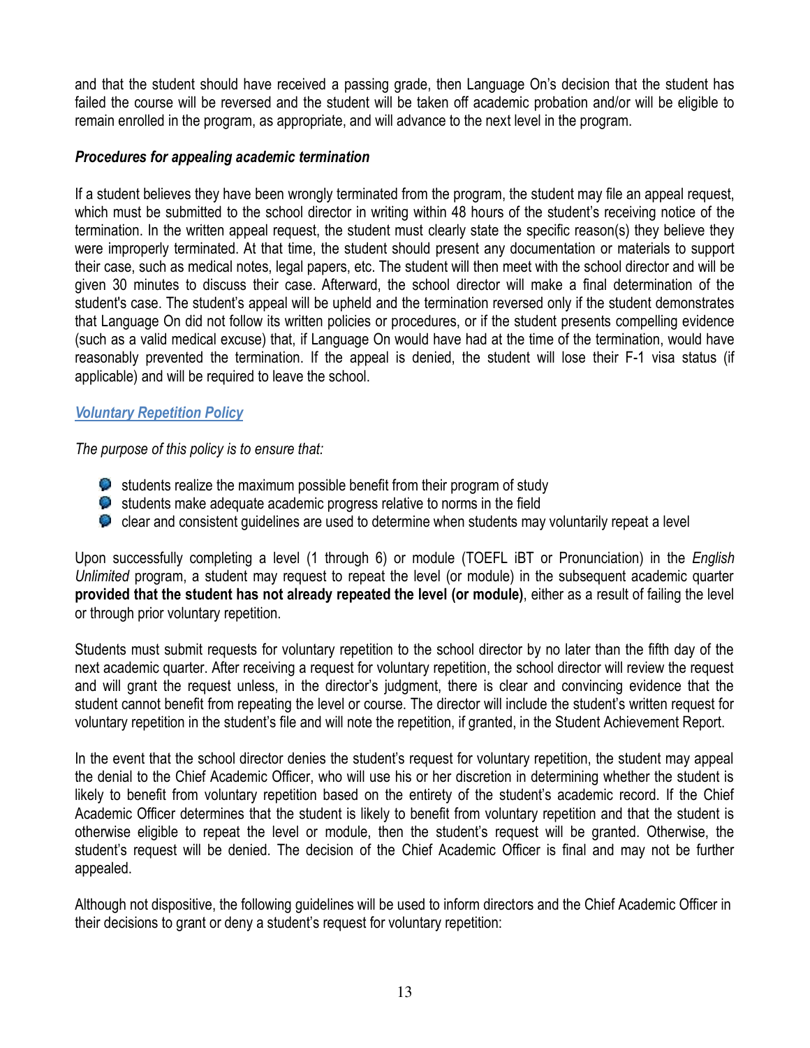and that the student should have received a passing grade, then Language On's decision that the student has failed the course will be reversed and the student will be taken off academic probation and/or will be eligible to remain enrolled in the program, as appropriate, and will advance to the next level in the program.

***Procedures for appealing academic termination***

If a student believes they have been wrongly terminated from the program, the student may file an appeal request, which must be submitted to the school director in writing within 48 hours of the student's receiving notice of the termination. In the written appeal request, the student must clearly state the specific reason(s) they believe they were improperly terminated. At that time, the student should present any documentation or materials to support their case, such as medical notes, legal papers, etc. The student will then meet with the school director and will be given 30 minutes to discuss their case. Afterward, the school director will make a final determination of the student's case. The student's appeal will be upheld and the termination reversed only if the student demonstrates that Language On did not follow its written policies or procedures, or if the student presents compelling evidence (such as a valid medical excuse) that, if Language On would have had at the time of the termination, would have reasonably prevented the termination. If the appeal is denied, the student will lose their F-1 visa status (if applicable) and will be required to leave the school.

## ***Voluntary Repetition Policy***

*The purpose of this policy is to ensure that:*

- students realize the maximum possible benefit from their program of study
- students make adequate academic progress relative to norms in the field
- clear and consistent guidelines are used to determine when students may voluntarily repeat a level

Upon successfully completing a level (1 through 6) or module (TOEFL iBT or Pronunciation) in the *English Unlimited* program, a student may request to repeat the level (or module) in the subsequent academic quarter **provided that the student has not already repeated the level (or module)**, either as a result of failing the level or through prior voluntary repetition.

Students must submit requests for voluntary repetition to the school director by no later than the fifth day of the next academic quarter. After receiving a request for voluntary repetition, the school director will review the request and will grant the request unless, in the director's judgment, there is clear and convincing evidence that the student cannot benefit from repeating the level or course. The director will include the student's written request for voluntary repetition in the student's file and will note the repetition, if granted, in the Student Achievement Report.

In the event that the school director denies the student's request for voluntary repetition, the student may appeal the denial to the Chief Academic Officer, who will use his or her discretion in determining whether the student is likely to benefit from voluntary repetition based on the entirety of the student's academic record. If the Chief Academic Officer determines that the student is likely to benefit from voluntary repetition and that the student is otherwise eligible to repeat the level or module, then the student's request will be granted. Otherwise, the student's request will be denied. The decision of the Chief Academic Officer is final and may not be further appealed.

Although not dispositive, the following guidelines will be used to inform directors and the Chief Academic Officer in their decisions to grant or deny a student's request for voluntary repetition: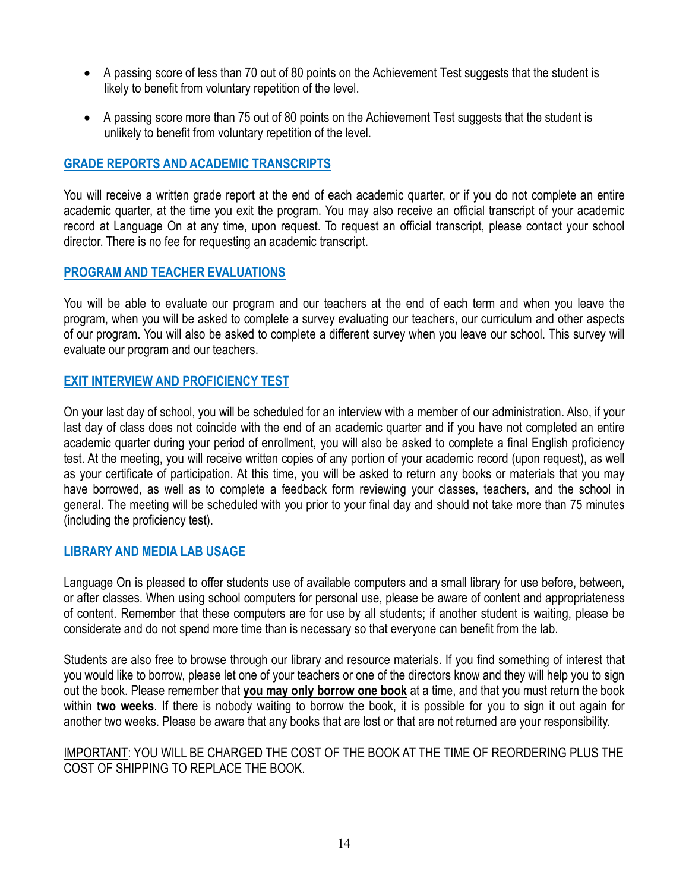- A passing score of less than 70 out of 80 points on the Achievement Test suggests that the student is likely to benefit from voluntary repetition of the level.
- A passing score more than 75 out of 80 points on the Achievement Test suggests that the student is unlikely to benefit from voluntary repetition of the level.

## GRADE REPORTS AND ACADEMIC TRANSCRIPTS

You will receive a written grade report at the end of each academic quarter, or if you do not complete an entire academic quarter, at the time you exit the program. You may also receive an official transcript of your academic record at Language On at any time, upon request. To request an official transcript, please contact your school director. There is no fee for requesting an academic transcript.

## PROGRAM AND TEACHER EVALUATIONS

You will be able to evaluate our program and our teachers at the end of each term and when you leave the program, when you will be asked to complete a survey evaluating our teachers, our curriculum and other aspects of our program. You will also be asked to complete a different survey when you leave our school. This survey will evaluate our program and our teachers.

## EXIT INTERVIEW AND PROFICIENCY TEST

On your last day of school, you will be scheduled for an interview with a member of our administration. Also, if your last day of class does not coincide with the end of an academic quarter and if you have not completed an entire academic quarter during your period of enrollment, you will also be asked to complete a final English proficiency test. At the meeting, you will receive written copies of any portion of your academic record (upon request), as well as your certificate of participation. At this time, you will be asked to return any books or materials that you may have borrowed, as well as to complete a feedback form reviewing your classes, teachers, and the school in general. The meeting will be scheduled with you prior to your final day and should not take more than 75 minutes (including the proficiency test).

## LIBRARY AND MEDIA LAB USAGE

Language On is pleased to offer students use of available computers and a small library for use before, between, or after classes. When using school computers for personal use, please be aware of content and appropriateness of content. Remember that these computers are for use by all students; if another student is waiting, please be considerate and do not spend more time than is necessary so that everyone can benefit from the lab.

Students are also free to browse through our library and resource materials. If you find something of interest that you would like to borrow, please let one of your teachers or one of the directors know and they will help you to sign out the book. Please remember that **you may only borrow one book** at a time, and that you must return the book within **two weeks**. If there is nobody waiting to borrow the book, it is possible for you to sign it out again for another two weeks. Please be aware that any books that are lost or that are not returned are your responsibility.

IMPORTANT: YOU WILL BE CHARGED THE COST OF THE BOOK AT THE TIME OF REORDERING PLUS THE COST OF SHIPPING TO REPLACE THE BOOK.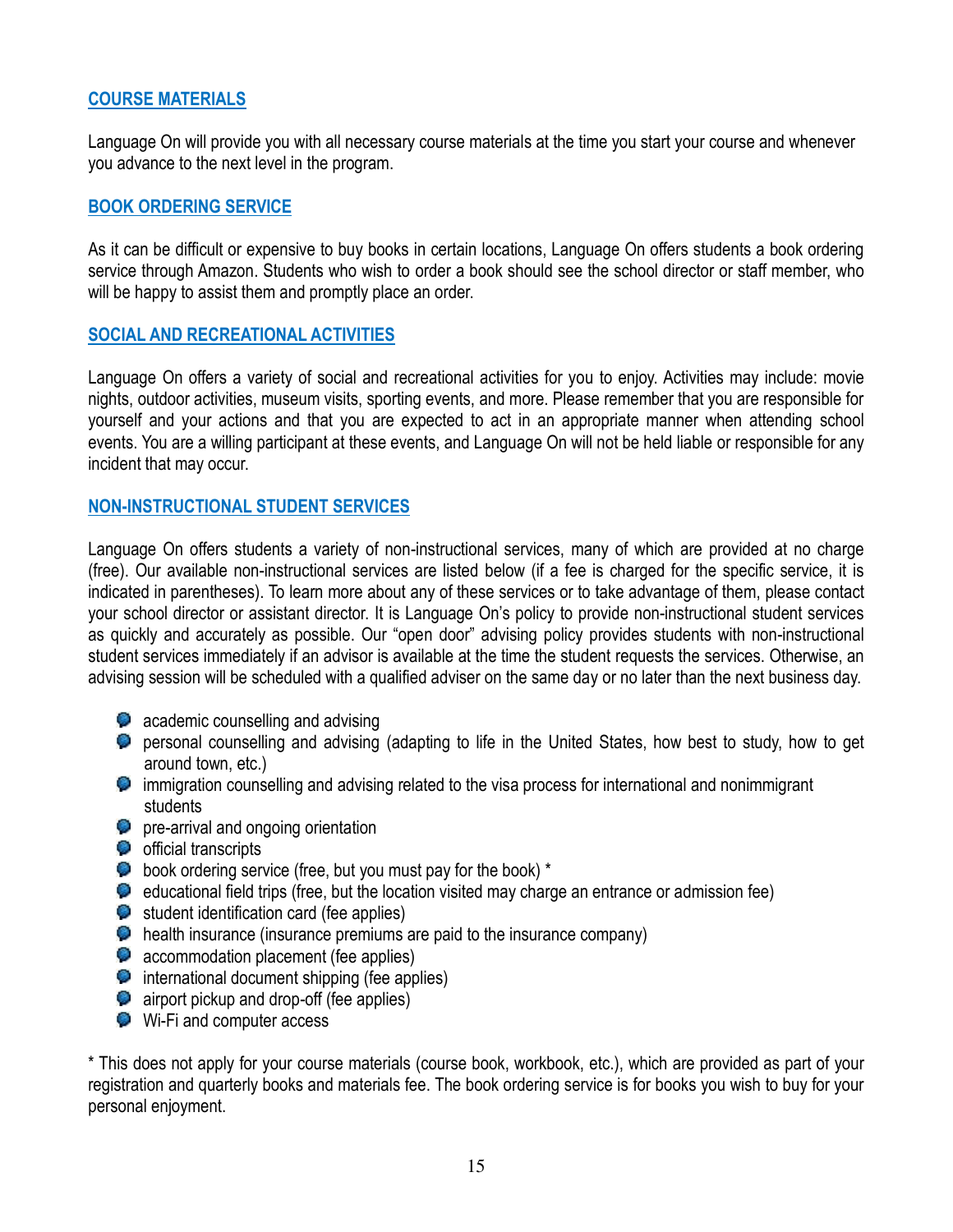## COURSE MATERIALS

Language On will provide you with all necessary course materials at the time you start your course and whenever you advance to the next level in the program.

## BOOK ORDERING SERVICE

As it can be difficult or expensive to buy books in certain locations, Language On offers students a book ordering service through Amazon. Students who wish to order a book should see the school director or staff member, who will be happy to assist them and promptly place an order.

## SOCIAL AND RECREATIONAL ACTIVITIES

Language On offers a variety of social and recreational activities for you to enjoy. Activities may include: movie nights, outdoor activities, museum visits, sporting events, and more. Please remember that you are responsible for yourself and your actions and that you are expected to act in an appropriate manner when attending school events. You are a willing participant at these events, and Language On will not be held liable or responsible for any incident that may occur.

## NON-INSTRUCTIONAL STUDENT SERVICES

Language On offers students a variety of non-instructional services, many of which are provided at no charge (free). Our available non-instructional services are listed below (if a fee is charged for the specific service, it is indicated in parentheses). To learn more about any of these services or to take advantage of them, please contact your school director or assistant director. It is Language On's policy to provide non-instructional student services as quickly and accurately as possible. Our "open door" advising policy provides students with non-instructional student services immediately if an advisor is available at the time the student requests the services. Otherwise, an advising session will be scheduled with a qualified adviser on the same day or no later than the next business day.

- academic counselling and advising
- personal counselling and advising (adapting to life in the United States, how best to study, how to get around town, etc.)
- immigration counselling and advising related to the visa process for international and nonimmigrant students
- pre-arrival and ongoing orientation
- official transcripts
- book ordering service (free, but you must pay for the book) *
- educational field trips (free, but the location visited may charge an entrance or admission fee)
- student identification card (fee applies)
- health insurance (insurance premiums are paid to the insurance company)
- accommodation placement (fee applies)
- international document shipping (fee applies)
- airport pickup and drop-off (fee applies)
- Wi-Fi and computer access

* This does not apply for your course materials (course book, workbook, etc.), which are provided as part of your registration and quarterly books and materials fee. The book ordering service is for books you wish to buy for your personal enjoyment.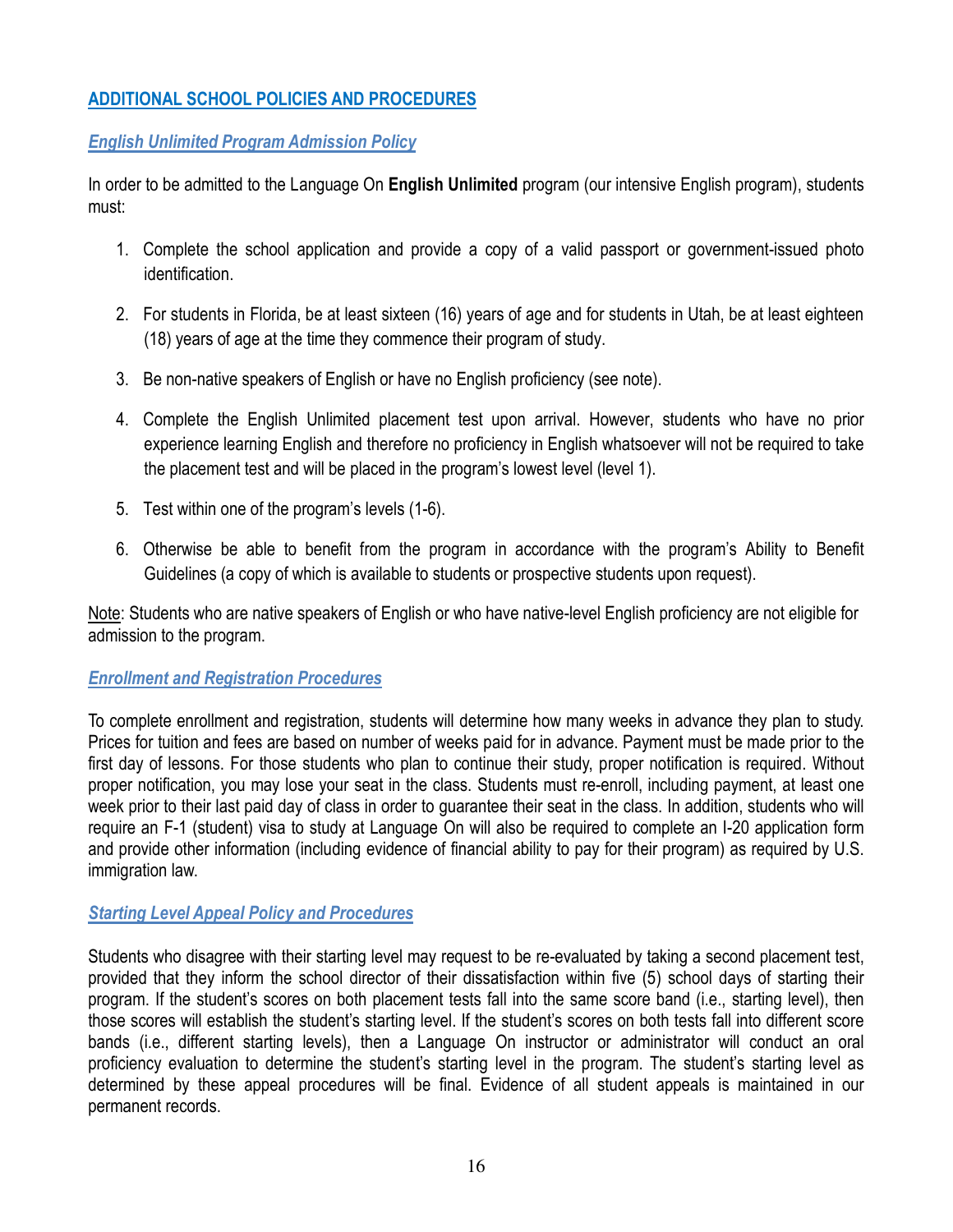## ADDITIONAL SCHOOL POLICIES AND PROCEDURES

### *English Unlimited Program Admission Policy*

In order to be admitted to the Language On **English Unlimited** program (our intensive English program), students must:

1. Complete the school application and provide a copy of a valid passport or government-issued photo identification.
2. For students in Florida, be at least sixteen (16) years of age and for students in Utah, be at least eighteen (18) years of age at the time they commence their program of study.
3. Be non-native speakers of English or have no English proficiency (see note).
4. Complete the English Unlimited placement test upon arrival. However, students who have no prior experience learning English and therefore no proficiency in English whatsoever will not be required to take the placement test and will be placed in the program's lowest level (level 1).
5. Test within one of the program's levels (1-6).
6. Otherwise be able to benefit from the program in accordance with the program's Ability to Benefit Guidelines (a copy of which is available to students or prospective students upon request).

Note: Students who are native speakers of English or who have native-level English proficiency are not eligible for admission to the program.

### *Enrollment and Registration Procedures*

To complete enrollment and registration, students will determine how many weeks in advance they plan to study. Prices for tuition and fees are based on number of weeks paid for in advance. Payment must be made prior to the first day of lessons. For those students who plan to continue their study, proper notification is required. Without proper notification, you may lose your seat in the class. Students must re-enroll, including payment, at least one week prior to their last paid day of class in order to guarantee their seat in the class. In addition, students who will require an F-1 (student) visa to study at Language On will also be required to complete an I-20 application form and provide other information (including evidence of financial ability to pay for their program) as required by U.S. immigration law.

### *Starting Level Appeal Policy and Procedures*

Students who disagree with their starting level may request to be re-evaluated by taking a second placement test, provided that they inform the school director of their dissatisfaction within five (5) school days of starting their program. If the student's scores on both placement tests fall into the same score band (i.e., starting level), then those scores will establish the student's starting level. If the student's scores on both tests fall into different score bands (i.e., different starting levels), then a Language On instructor or administrator will conduct an oral proficiency evaluation to determine the student's starting level in the program. The student's starting level as determined by these appeal procedures will be final. Evidence of all student appeals is maintained in our permanent records.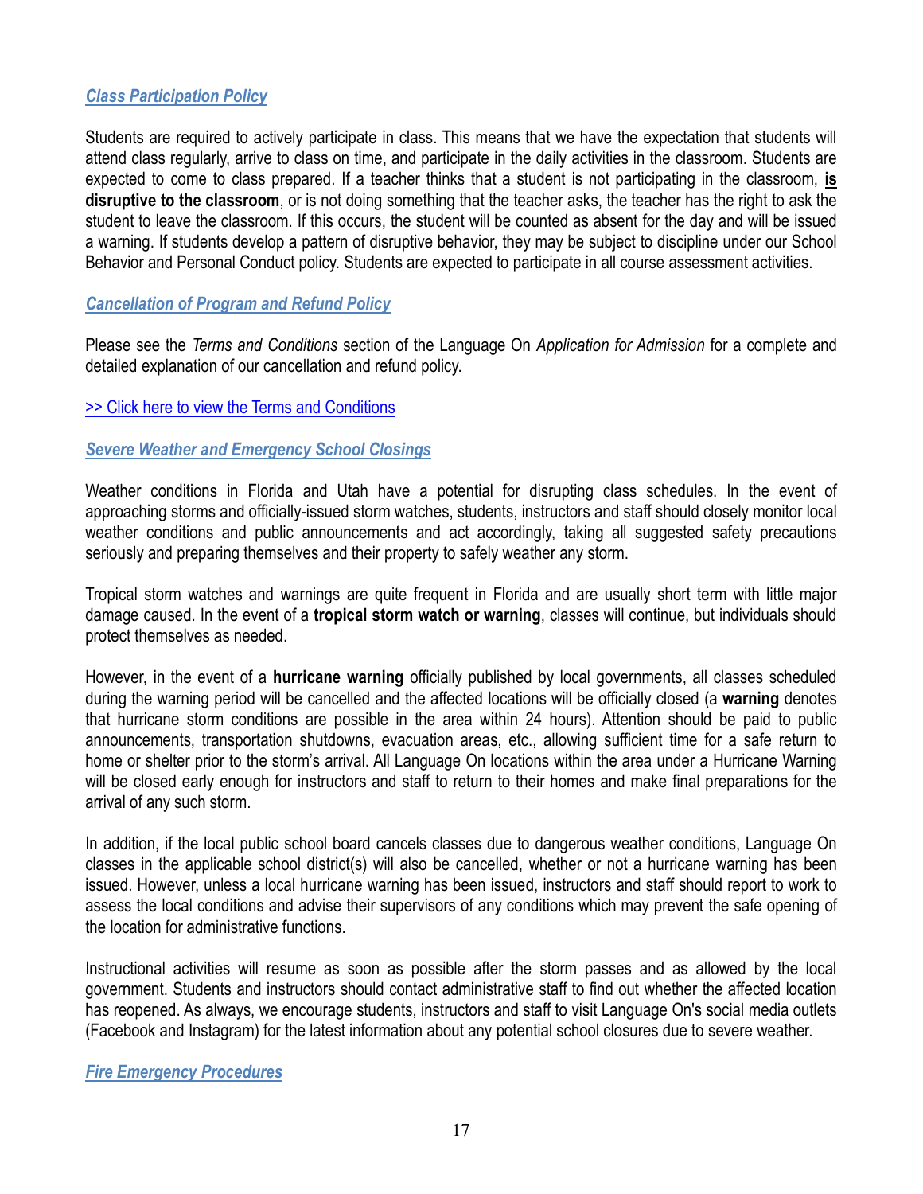### ***Class Participation Policy***

Students are required to actively participate in class. This means that we have the expectation that students will attend class regularly, arrive to class on time, and participate in the daily activities in the classroom. Students are expected to come to class prepared. If a teacher thinks that a student is not participating in the classroom, **is disruptive to the classroom**, or is not doing something that the teacher asks, the teacher has the right to ask the student to leave the classroom. If this occurs, the student will be counted as absent for the day and will be issued a warning. If students develop a pattern of disruptive behavior, they may be subject to discipline under our School Behavior and Personal Conduct policy. Students are expected to participate in all course assessment activities.

### ***Cancellation of Program and Refund Policy***

Please see the *Terms and Conditions* section of the Language On *Application for Admission* for a complete and detailed explanation of our cancellation and refund policy.

>> Click here to view the Terms and Conditions

### ***Severe Weather and Emergency School Closings***

Weather conditions in Florida and Utah have a potential for disrupting class schedules. In the event of approaching storms and officially-issued storm watches, students, instructors and staff should closely monitor local weather conditions and public announcements and act accordingly, taking all suggested safety precautions seriously and preparing themselves and their property to safely weather any storm.

Tropical storm watches and warnings are quite frequent in Florida and are usually short term with little major damage caused. In the event of a **tropical storm watch or warning**, classes will continue, but individuals should protect themselves as needed.

However, in the event of a **hurricane warning** officially published by local governments, all classes scheduled during the warning period will be cancelled and the affected locations will be officially closed (a **warning** denotes that hurricane storm conditions are possible in the area within 24 hours). Attention should be paid to public announcements, transportation shutdowns, evacuation areas, etc., allowing sufficient time for a safe return to home or shelter prior to the storm's arrival. All Language On locations within the area under a Hurricane Warning will be closed early enough for instructors and staff to return to their homes and make final preparations for the arrival of any such storm.

In addition, if the local public school board cancels classes due to dangerous weather conditions, Language On classes in the applicable school district(s) will also be cancelled, whether or not a hurricane warning has been issued. However, unless a local hurricane warning has been issued, instructors and staff should report to work to assess the local conditions and advise their supervisors of any conditions which may prevent the safe opening of the location for administrative functions.

Instructional activities will resume as soon as possible after the storm passes and as allowed by the local government. Students and instructors should contact administrative staff to find out whether the affected location has reopened. As always, we encourage students, instructors and staff to visit Language On's social media outlets (Facebook and Instagram) for the latest information about any potential school closures due to severe weather.

### ***Fire Emergency Procedures***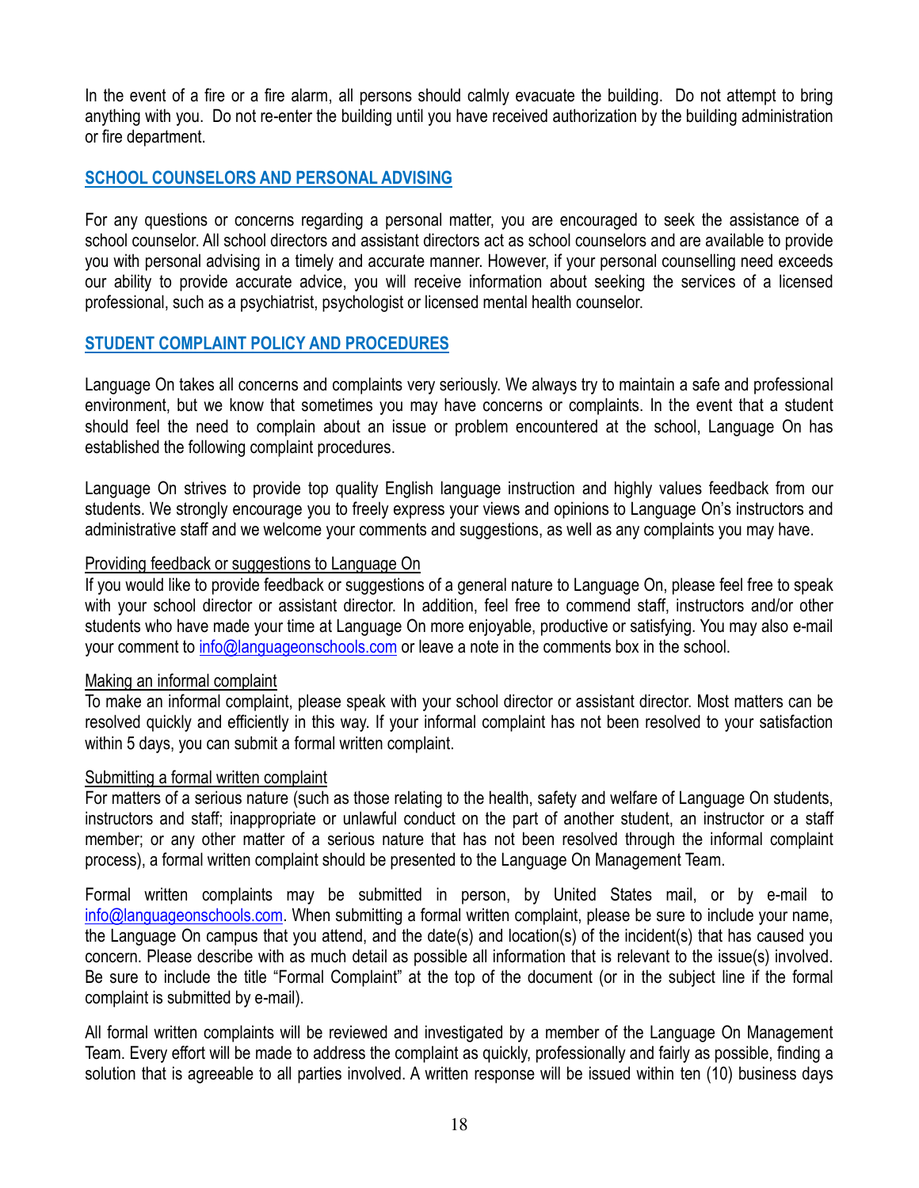In the event of a fire or a fire alarm, all persons should calmly evacuate the building. Do not attempt to bring anything with you. Do not re-enter the building until you have received authorization by the building administration or fire department.

## SCHOOL COUNSELORS AND PERSONAL ADVISING

For any questions or concerns regarding a personal matter, you are encouraged to seek the assistance of a school counselor. All school directors and assistant directors act as school counselors and are available to provide you with personal advising in a timely and accurate manner. However, if your personal counselling need exceeds our ability to provide accurate advice, you will receive information about seeking the services of a licensed professional, such as a psychiatrist, psychologist or licensed mental health counselor.

## STUDENT COMPLAINT POLICY AND PROCEDURES

Language On takes all concerns and complaints very seriously. We always try to maintain a safe and professional environment, but we know that sometimes you may have concerns or complaints. In the event that a student should feel the need to complain about an issue or problem encountered at the school, Language On has established the following complaint procedures.

Language On strives to provide top quality English language instruction and highly values feedback from our students. We strongly encourage you to freely express your views and opinions to Language On's instructors and administrative staff and we welcome your comments and suggestions, as well as any complaints you may have.

### Providing feedback or suggestions to Language On

If you would like to provide feedback or suggestions of a general nature to Language On, please feel free to speak with your school director or assistant director. In addition, feel free to commend staff, instructors and/or other students who have made your time at Language On more enjoyable, productive or satisfying. You may also e-mail your comment to info@languageonschools.com or leave a note in the comments box in the school.

### Making an informal complaint

To make an informal complaint, please speak with your school director or assistant director. Most matters can be resolved quickly and efficiently in this way. If your informal complaint has not been resolved to your satisfaction within 5 days, you can submit a formal written complaint.

### Submitting a formal written complaint

For matters of a serious nature (such as those relating to the health, safety and welfare of Language On students, instructors and staff; inappropriate or unlawful conduct on the part of another student, an instructor or a staff member; or any other matter of a serious nature that has not been resolved through the informal complaint process), a formal written complaint should be presented to the Language On Management Team.

Formal written complaints may be submitted in person, by United States mail, or by e-mail to info@languageonschools.com. When submitting a formal written complaint, please be sure to include your name, the Language On campus that you attend, and the date(s) and location(s) of the incident(s) that has caused you concern. Please describe with as much detail as possible all information that is relevant to the issue(s) involved. Be sure to include the title "Formal Complaint" at the top of the document (or in the subject line if the formal complaint is submitted by e-mail).

All formal written complaints will be reviewed and investigated by a member of the Language On Management Team. Every effort will be made to address the complaint as quickly, professionally and fairly as possible, finding a solution that is agreeable to all parties involved. A written response will be issued within ten (10) business days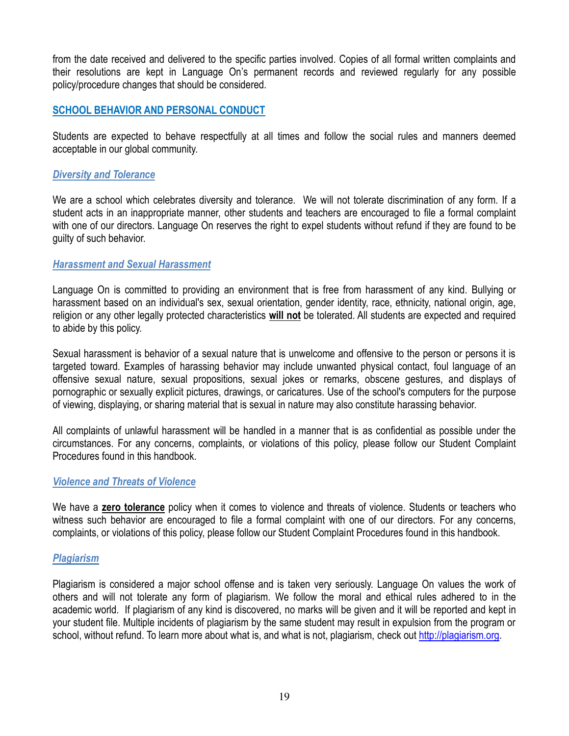from the date received and delivered to the specific parties involved. Copies of all formal written complaints and their resolutions are kept in Language On's permanent records and reviewed regularly for any possible policy/procedure changes that should be considered.

## SCHOOL BEHAVIOR AND PERSONAL CONDUCT

Students are expected to behave respectfully at all times and follow the social rules and manners deemed acceptable in our global community.

### *Diversity and Tolerance*

We are a school which celebrates diversity and tolerance. We will not tolerate discrimination of any form. If a student acts in an inappropriate manner, other students and teachers are encouraged to file a formal complaint with one of our directors. Language On reserves the right to expel students without refund if they are found to be guilty of such behavior.

### *Harassment and Sexual Harassment*

Language On is committed to providing an environment that is free from harassment of any kind. Bullying or harassment based on an individual's sex, sexual orientation, gender identity, race, ethnicity, national origin, age, religion or any other legally protected characteristics **will not** be tolerated. All students are expected and required to abide by this policy.

Sexual harassment is behavior of a sexual nature that is unwelcome and offensive to the person or persons it is targeted toward. Examples of harassing behavior may include unwanted physical contact, foul language of an offensive sexual nature, sexual propositions, sexual jokes or remarks, obscene gestures, and displays of pornographic or sexually explicit pictures, drawings, or caricatures. Use of the school's computers for the purpose of viewing, displaying, or sharing material that is sexual in nature may also constitute harassing behavior.

All complaints of unlawful harassment will be handled in a manner that is as confidential as possible under the circumstances. For any concerns, complaints, or violations of this policy, please follow our Student Complaint Procedures found in this handbook.

### *Violence and Threats of Violence*

We have a **zero tolerance** policy when it comes to violence and threats of violence. Students or teachers who witness such behavior are encouraged to file a formal complaint with one of our directors. For any concerns, complaints, or violations of this policy, please follow our Student Complaint Procedures found in this handbook.

### *Plagiarism*

Plagiarism is considered a major school offense and is taken very seriously. Language On values the work of others and will not tolerate any form of plagiarism. We follow the moral and ethical rules adhered to in the academic world. If plagiarism of any kind is discovered, no marks will be given and it will be reported and kept in your student file. Multiple incidents of plagiarism by the same student may result in expulsion from the program or school, without refund. To learn more about what is, and what is not, plagiarism, check out http://plagiarism.org.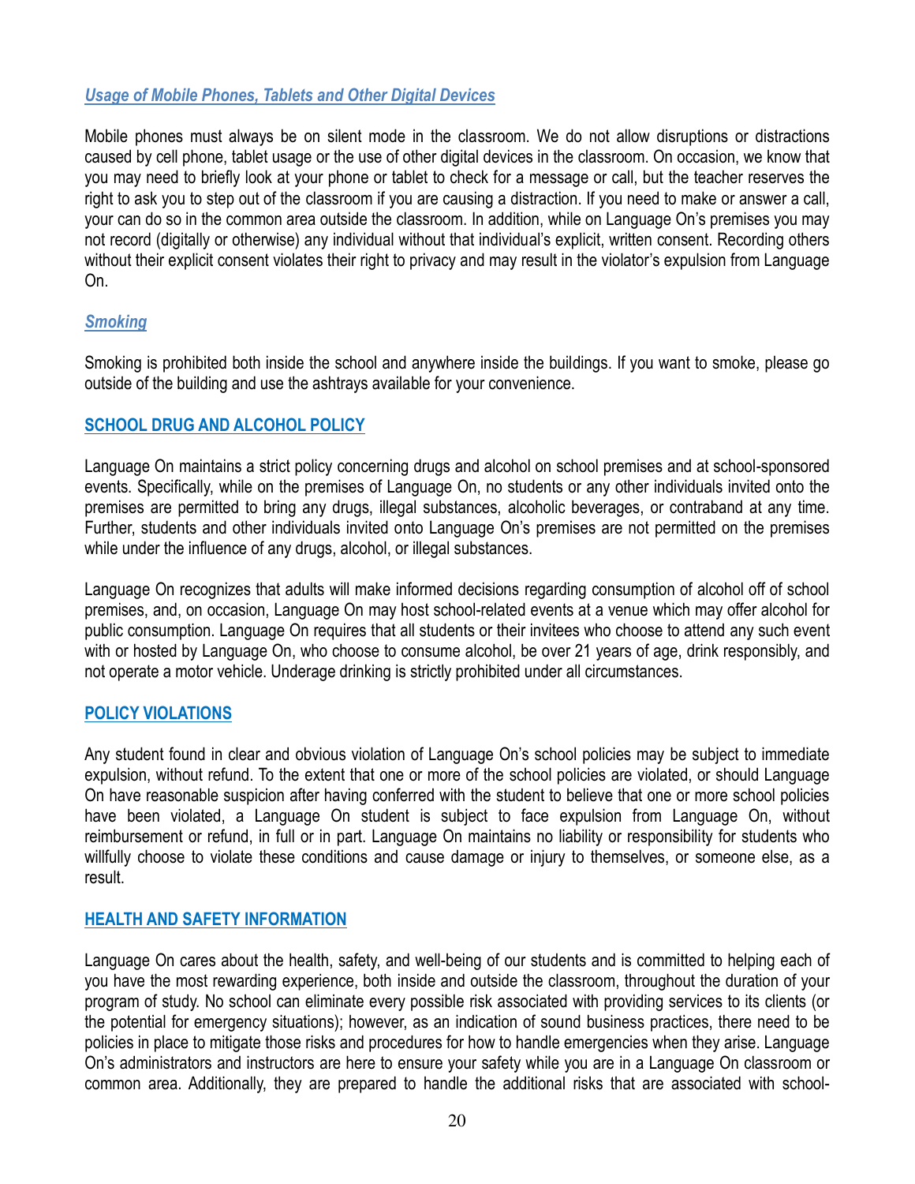### *Usage of Mobile Phones, Tablets and Other Digital Devices*

Mobile phones must always be on silent mode in the classroom. We do not allow disruptions or distractions caused by cell phone, tablet usage or the use of other digital devices in the classroom. On occasion, we know that you may need to briefly look at your phone or tablet to check for a message or call, but the teacher reserves the right to ask you to step out of the classroom if you are causing a distraction. If you need to make or answer a call, your can do so in the common area outside the classroom. In addition, while on Language On's premises you may not record (digitally or otherwise) any individual without that individual's explicit, written consent. Recording others without their explicit consent violates their right to privacy and may result in the violator's expulsion from Language On.

### *Smoking*

Smoking is prohibited both inside the school and anywhere inside the buildings. If you want to smoke, please go outside of the building and use the ashtrays available for your convenience.

## SCHOOL DRUG AND ALCOHOL POLICY

Language On maintains a strict policy concerning drugs and alcohol on school premises and at school-sponsored events. Specifically, while on the premises of Language On, no students or any other individuals invited onto the premises are permitted to bring any drugs, illegal substances, alcoholic beverages, or contraband at any time. Further, students and other individuals invited onto Language On's premises are not permitted on the premises while under the influence of any drugs, alcohol, or illegal substances.

Language On recognizes that adults will make informed decisions regarding consumption of alcohol off of school premises, and, on occasion, Language On may host school-related events at a venue which may offer alcohol for public consumption. Language On requires that all students or their invitees who choose to attend any such event with or hosted by Language On, who choose to consume alcohol, be over 21 years of age, drink responsibly, and not operate a motor vehicle. Underage drinking is strictly prohibited under all circumstances.

## POLICY VIOLATIONS

Any student found in clear and obvious violation of Language On's school policies may be subject to immediate expulsion, without refund. To the extent that one or more of the school policies are violated, or should Language On have reasonable suspicion after having conferred with the student to believe that one or more school policies have been violated, a Language On student is subject to face expulsion from Language On, without reimbursement or refund, in full or in part. Language On maintains no liability or responsibility for students who willfully choose to violate these conditions and cause damage or injury to themselves, or someone else, as a result.

## HEALTH AND SAFETY INFORMATION

Language On cares about the health, safety, and well-being of our students and is committed to helping each of you have the most rewarding experience, both inside and outside the classroom, throughout the duration of your program of study. No school can eliminate every possible risk associated with providing services to its clients (or the potential for emergency situations); however, as an indication of sound business practices, there need to be policies in place to mitigate those risks and procedures for how to handle emergencies when they arise. Language On's administrators and instructors are here to ensure your safety while you are in a Language On classroom or common area. Additionally, they are prepared to handle the additional risks that are associated with school-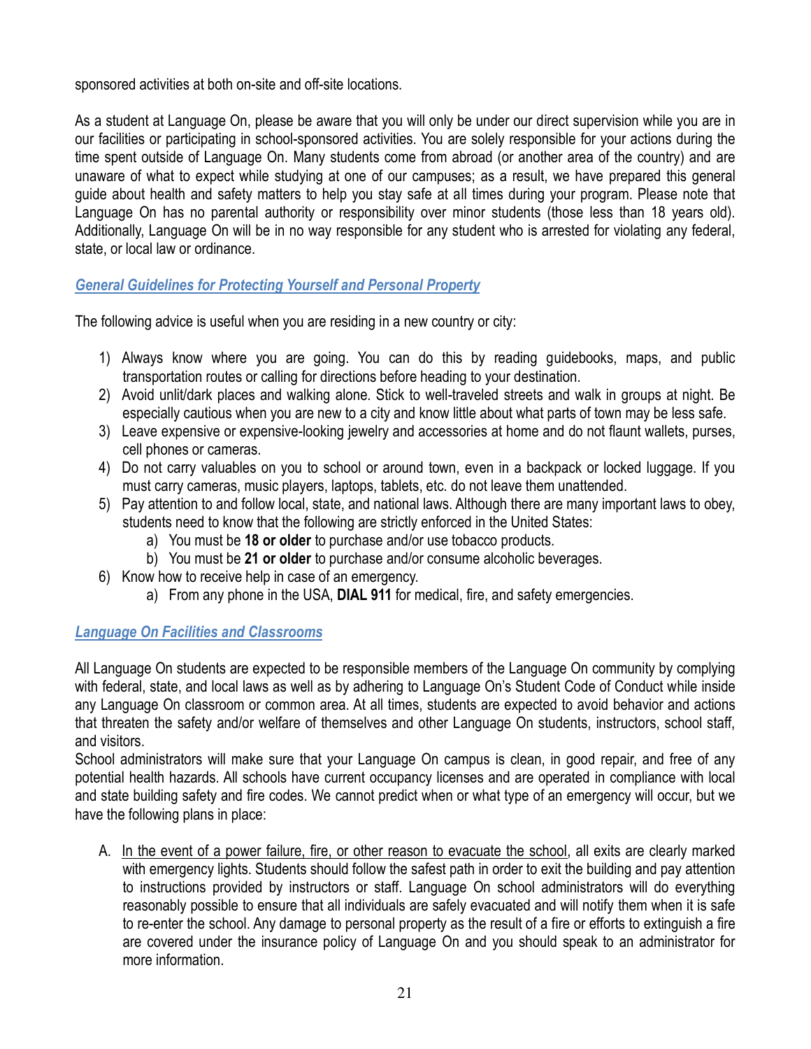sponsored activities at both on-site and off-site locations.

As a student at Language On, please be aware that you will only be under our direct supervision while you are in our facilities or participating in school-sponsored activities. You are solely responsible for your actions during the time spent outside of Language On. Many students come from abroad (or another area of the country) and are unaware of what to expect while studying at one of our campuses; as a result, we have prepared this general guide about health and safety matters to help you stay safe at all times during your program. Please note that Language On has no parental authority or responsibility over minor students (those less than 18 years old). Additionally, Language On will be in no way responsible for any student who is arrested for violating any federal, state, or local law or ordinance.

### *General Guidelines for Protecting Yourself and Personal Property*

The following advice is useful when you are residing in a new country or city:

1) Always know where you are going. You can do this by reading guidebooks, maps, and public transportation routes or calling for directions before heading to your destination.
2) Avoid unlit/dark places and walking alone. Stick to well-traveled streets and walk in groups at night. Be especially cautious when you are new to a city and know little about what parts of town may be less safe.
3) Leave expensive or expensive-looking jewelry and accessories at home and do not flaunt wallets, purses, cell phones or cameras.
4) Do not carry valuables on you to school or around town, even in a backpack or locked luggage. If you must carry cameras, music players, laptops, tablets, etc. do not leave them unattended.
5) Pay attention to and follow local, state, and national laws. Although there are many important laws to obey, students need to know that the following are strictly enforced in the United States:
    a) You must be **18 or older** to purchase and/or use tobacco products.
    b) You must be **21 or older** to purchase and/or consume alcoholic beverages.
6) Know how to receive help in case of an emergency.
    a) From any phone in the USA, **DIAL 911** for medical, fire, and safety emergencies.

### *Language On Facilities and Classrooms*

All Language On students are expected to be responsible members of the Language On community by complying with federal, state, and local laws as well as by adhering to Language On's Student Code of Conduct while inside any Language On classroom or common area. At all times, students are expected to avoid behavior and actions that threaten the safety and/or welfare of themselves and other Language On students, instructors, school staff, and visitors.
School administrators will make sure that your Language On campus is clean, in good repair, and free of any potential health hazards. All schools have current occupancy licenses and are operated in compliance with local and state building safety and fire codes. We cannot predict when or what type of an emergency will occur, but we have the following plans in place:

A. In the event of a power failure, fire, or other reason to evacuate the school, all exits are clearly marked with emergency lights. Students should follow the safest path in order to exit the building and pay attention to instructions provided by instructors or staff. Language On school administrators will do everything reasonably possible to ensure that all individuals are safely evacuated and will notify them when it is safe to re-enter the school. Any damage to personal property as the result of a fire or efforts to extinguish a fire are covered under the insurance policy of Language On and you should speak to an administrator for more information.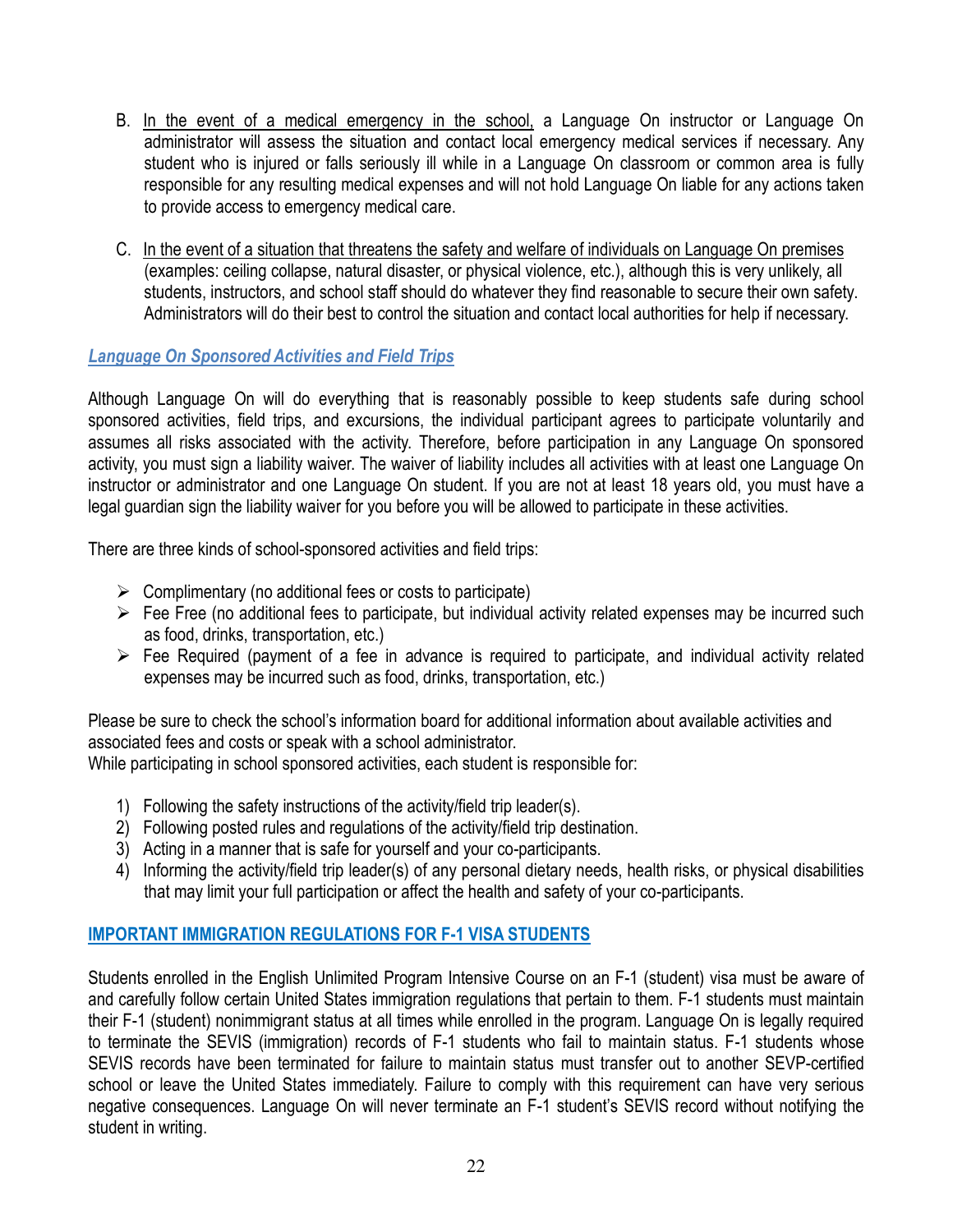B. <u>In the event of a medical emergency in the school,</u> a Language On instructor or Language On administrator will assess the situation and contact local emergency medical services if necessary. Any student who is injured or falls seriously ill while in a Language On classroom or common area is fully responsible for any resulting medical expenses and will not hold Language On liable for any actions taken to provide access to emergency medical care.

C. <u>In the event of a situation that threatens the safety and welfare of individuals on Language On premises</u> (examples: ceiling collapse, natural disaster, or physical violence, etc.), although this is very unlikely, all students, instructors, and school staff should do whatever they find reasonable to secure their own safety. Administrators will do their best to control the situation and contact local authorities for help if necessary.

### *Language On Sponsored Activities and Field Trips*

Although Language On will do everything that is reasonably possible to keep students safe during school sponsored activities, field trips, and excursions, the individual participant agrees to participate voluntarily and assumes all risks associated with the activity. Therefore, before participation in any Language On sponsored activity, you must sign a liability waiver. The waiver of liability includes all activities with at least one Language On instructor or administrator and one Language On student. If you are not at least 18 years old, you must have a legal guardian sign the liability waiver for you before you will be allowed to participate in these activities.

There are three kinds of school-sponsored activities and field trips:

- Complimentary (no additional fees or costs to participate)
- Fee Free (no additional fees to participate, but individual activity related expenses may be incurred such as food, drinks, transportation, etc.)
- Fee Required (payment of a fee in advance is required to participate, and individual activity related expenses may be incurred such as food, drinks, transportation, etc.)

Please be sure to check the school's information board for additional information about available activities and associated fees and costs or speak with a school administrator.
While participating in school sponsored activities, each student is responsible for:

1) Following the safety instructions of the activity/field trip leader(s).
2) Following posted rules and regulations of the activity/field trip destination.
3) Acting in a manner that is safe for yourself and your co-participants.
4) Informing the activity/field trip leader(s) of any personal dietary needs, health risks, or physical disabilities that may limit your full participation or affect the health and safety of your co-participants.

## IMPORTANT IMMIGRATION REGULATIONS FOR F-1 VISA STUDENTS

Students enrolled in the English Unlimited Program Intensive Course on an F-1 (student) visa must be aware of and carefully follow certain United States immigration regulations that pertain to them. F-1 students must maintain their F-1 (student) nonimmigrant status at all times while enrolled in the program. Language On is legally required to terminate the SEVIS (immigration) records of F-1 students who fail to maintain status. F-1 students whose SEVIS records have been terminated for failure to maintain status must transfer out to another SEVP-certified school or leave the United States immediately. Failure to comply with this requirement can have very serious negative consequences. Language On will never terminate an F-1 student's SEVIS record without notifying the student in writing.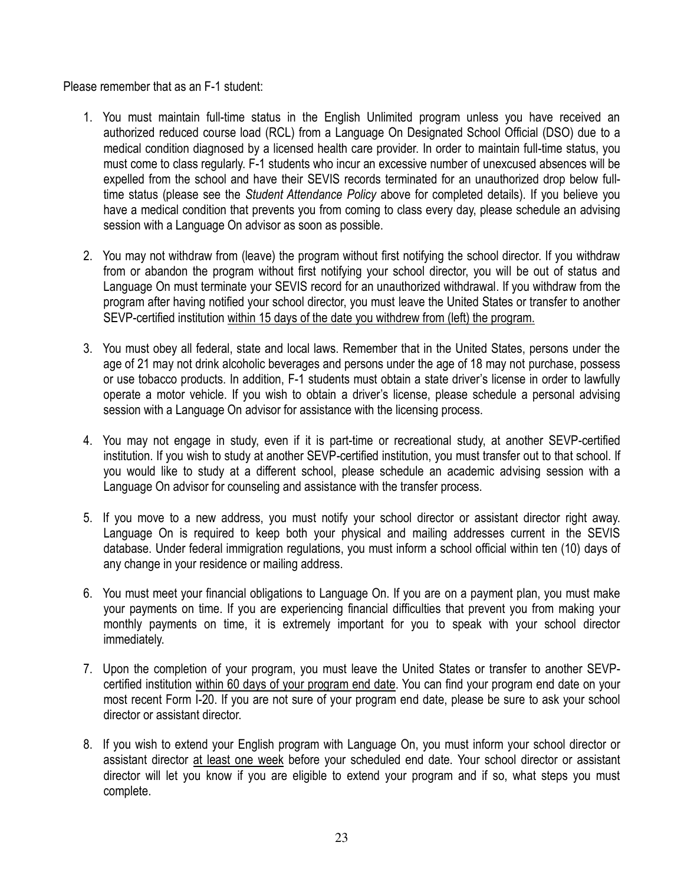Please remember that as an F-1 student:

1. You must maintain full-time status in the English Unlimited program unless you have received an authorized reduced course load (RCL) from a Language On Designated School Official (DSO) due to a medical condition diagnosed by a licensed health care provider. In order to maintain full-time status, you must come to class regularly. F-1 students who incur an excessive number of unexcused absences will be expelled from the school and have their SEVIS records terminated for an unauthorized drop below full-time status (please see the *Student Attendance Policy* above for completed details). If you believe you have a medical condition that prevents you from coming to class every day, please schedule an advising session with a Language On advisor as soon as possible.

2. You may not withdraw from (leave) the program without first notifying the school director. If you withdraw from or abandon the program without first notifying your school director, you will be out of status and Language On must terminate your SEVIS record for an unauthorized withdrawal. If you withdraw from the program after having notified your school director, you must leave the United States or transfer to another SEVP-certified institution <u>within 15 days of the date you withdrew from (left) the program.</u>

3. You must obey all federal, state and local laws. Remember that in the United States, persons under the age of 21 may not drink alcoholic beverages and persons under the age of 18 may not purchase, possess or use tobacco products. In addition, F-1 students must obtain a state driver's license in order to lawfully operate a motor vehicle. If you wish to obtain a driver's license, please schedule a personal advising session with a Language On advisor for assistance with the licensing process.

4. You may not engage in study, even if it is part-time or recreational study, at another SEVP-certified institution. If you wish to study at another SEVP-certified institution, you must transfer out to that school. If you would like to study at a different school, please schedule an academic advising session with a Language On advisor for counseling and assistance with the transfer process.

5. If you move to a new address, you must notify your school director or assistant director right away. Language On is required to keep both your physical and mailing addresses current in the SEVIS database. Under federal immigration regulations, you must inform a school official within ten (10) days of any change in your residence or mailing address.

6. You must meet your financial obligations to Language On. If you are on a payment plan, you must make your payments on time. If you are experiencing financial difficulties that prevent you from making your monthly payments on time, it is extremely important for you to speak with your school director immediately.

7. Upon the completion of your program, you must leave the United States or transfer to another SEVP-certified institution <u>within 60 days of your program end date</u>. You can find your program end date on your most recent Form I-20. If you are not sure of your program end date, please be sure to ask your school director or assistant director.

8. If you wish to extend your English program with Language On, you must inform your school director or assistant director <u>at least one week</u> before your scheduled end date. Your school director or assistant director will let you know if you are eligible to extend your program and if so, what steps you must complete.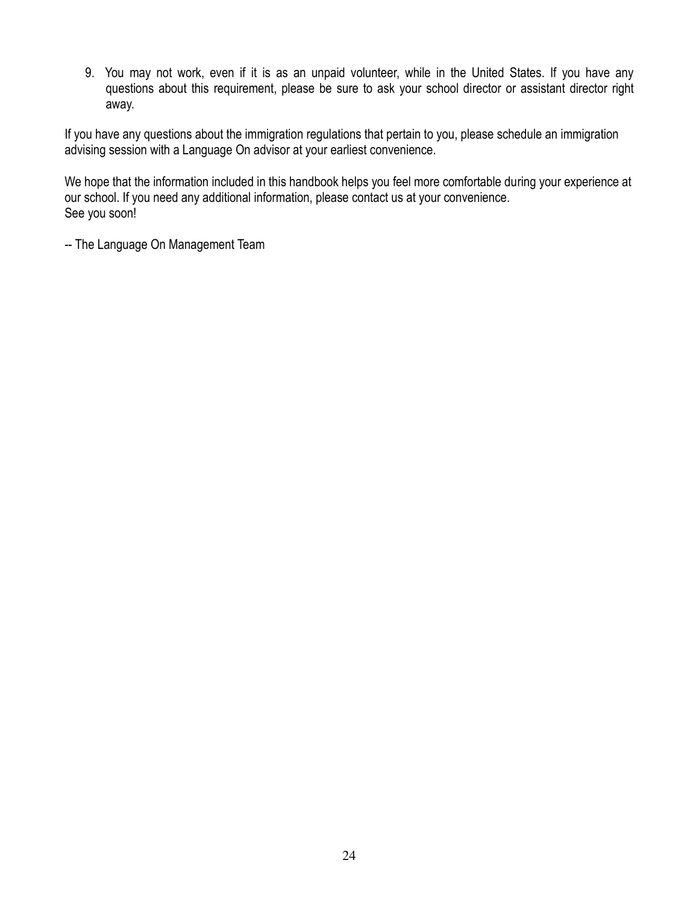9. You may not work, even if it is as an unpaid volunteer, while in the United States. If you have any questions about this requirement, please be sure to ask your school director or assistant director right away.

If you have any questions about the immigration regulations that pertain to you, please schedule an immigration advising session with a Language On advisor at your earliest convenience.

We hope that the information included in this handbook helps you feel more comfortable during your experience at our school. If you need any additional information, please contact us at your convenience.
See you soon!

-- The Language On Management Team